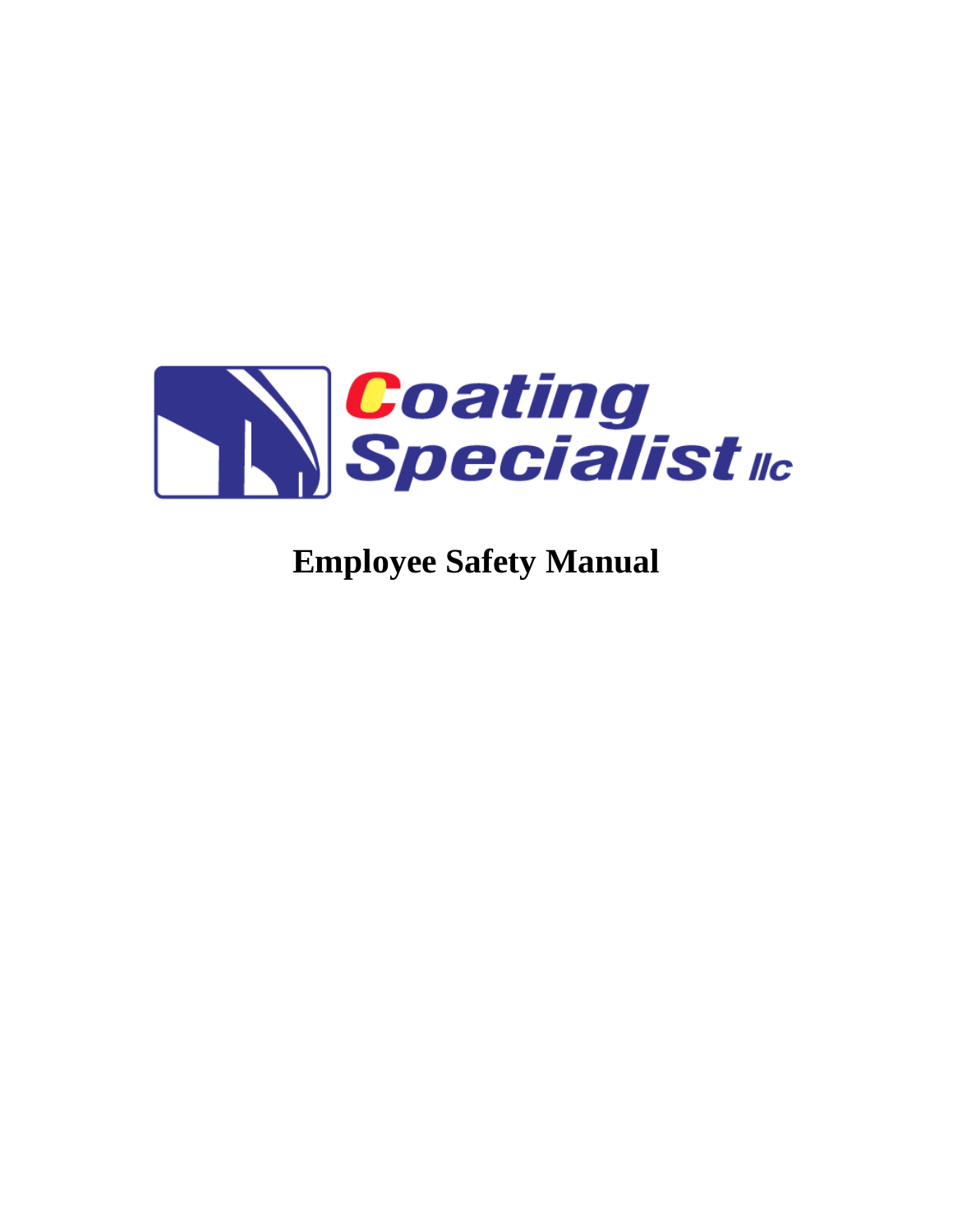Coating Specialist llc

# Employee Safety Manual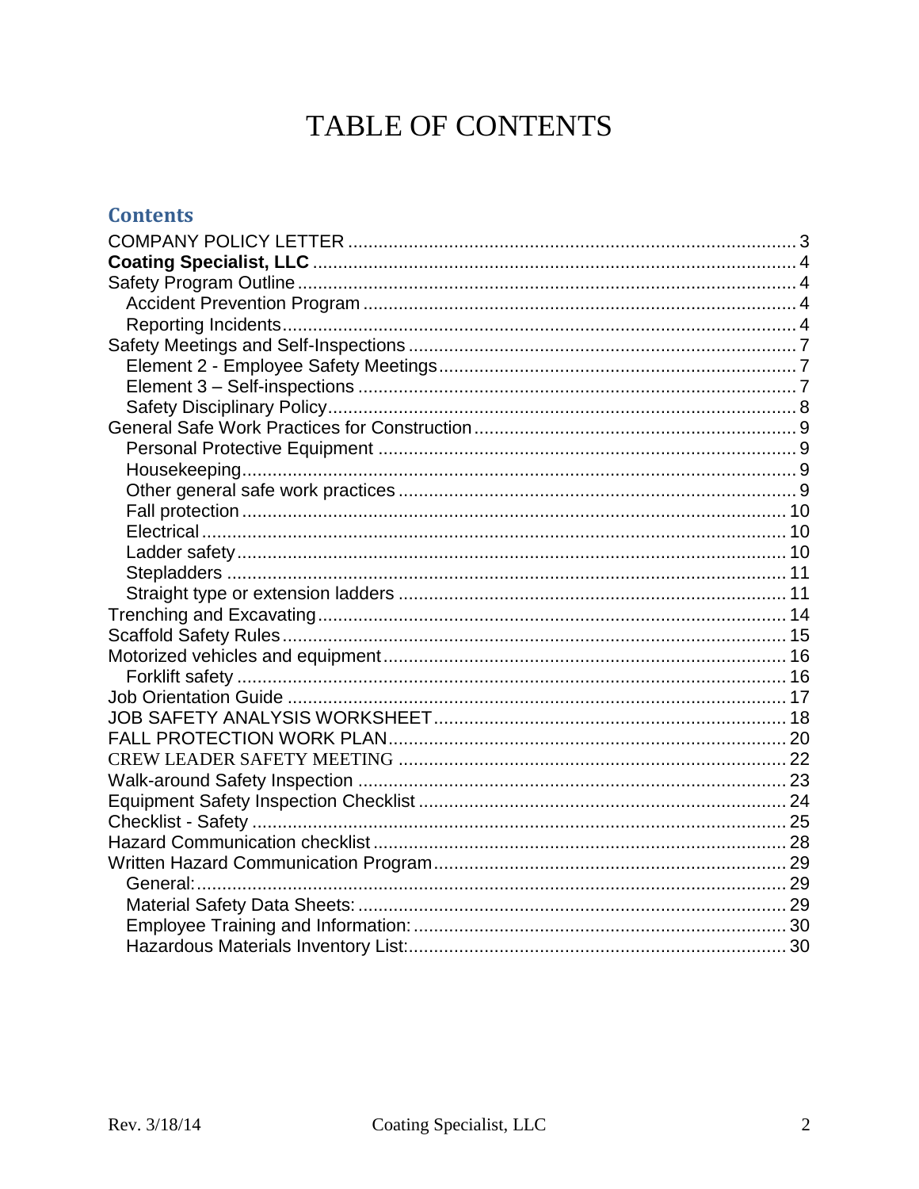# TABLE OF CONTENTS

## Contents

- COMPANY POLICY LETTER ........ 3
- **Coating Specialist, LLC** ........ 4
- Safety Program Outline ........ 4
  - Accident Prevention Program ........ 4
  - Reporting Incidents ........ 4
- Safety Meetings and Self-Inspections ........ 7
  - Element 2 - Employee Safety Meetings ........ 7
  - Element 3 – Self-inspections ........ 7
  - Safety Disciplinary Policy ........ 8
- General Safe Work Practices for Construction ........ 9
  - Personal Protective Equipment ........ 9
  - Housekeeping ........ 9
  - Other general safe work practices ........ 9
  - Fall protection ........ 10
  - Electrical ........ 10
  - Ladder safety ........ 10
  - Stepladders ........ 11
  - Straight type or extension ladders ........ 11
- Trenching and Excavating ........ 14
- Scaffold Safety Rules ........ 15
- Motorized vehicles and equipment ........ 16
  - Forklift safety ........ 16
- Job Orientation Guide ........ 17
- JOB SAFETY ANALYSIS WORKSHEET ........ 18
- FALL PROTECTION WORK PLAN ........ 20
- CREW LEADER SAFETY MEETING ........ 22
- Walk-around Safety Inspection ........ 23
- Equipment Safety Inspection Checklist ........ 24
- Checklist - Safety ........ 25
- Hazard Communication checklist ........ 28
- Written Hazard Communication Program ........ 29
  - General: ........ 29
  - Material Safety Data Sheets: ........ 29
  - Employee Training and Information: ........ 30
  - Hazardous Materials Inventory List: ........ 30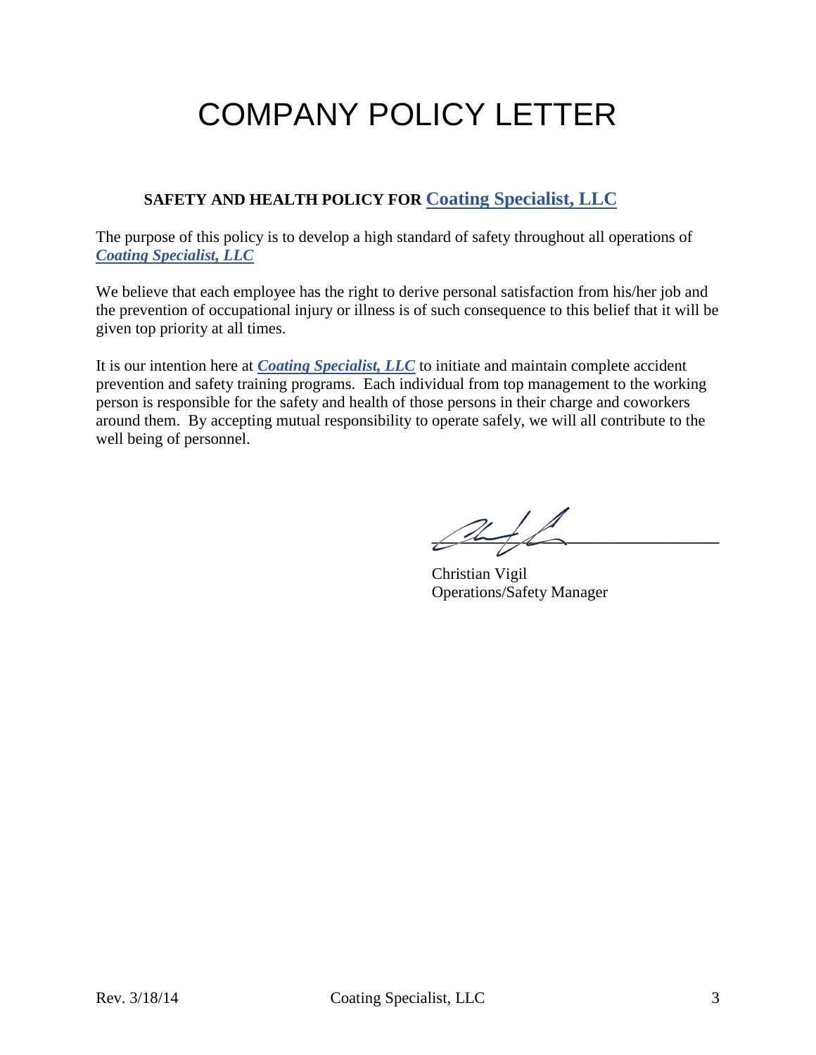# COMPANY POLICY LETTER

**SAFETY AND HEALTH POLICY FOR Coating Specialist, LLC**

The purpose of this policy is to develop a high standard of safety throughout all operations of ***Coating Specialist, LLC***

We believe that each employee has the right to derive personal satisfaction from his/her job and the prevention of occupational injury or illness is of such consequence to this belief that it will be given top priority at all times.

It is our intention here at ***Coating Specialist, LLC*** to initiate and maintain complete accident prevention and safety training programs. Each individual from top management to the working person is responsible for the safety and health of those persons in their charge and coworkers around them. By accepting mutual responsibility to operate safely, we will all contribute to the well being of personnel.

Christian Vigil
Operations/Safety Manager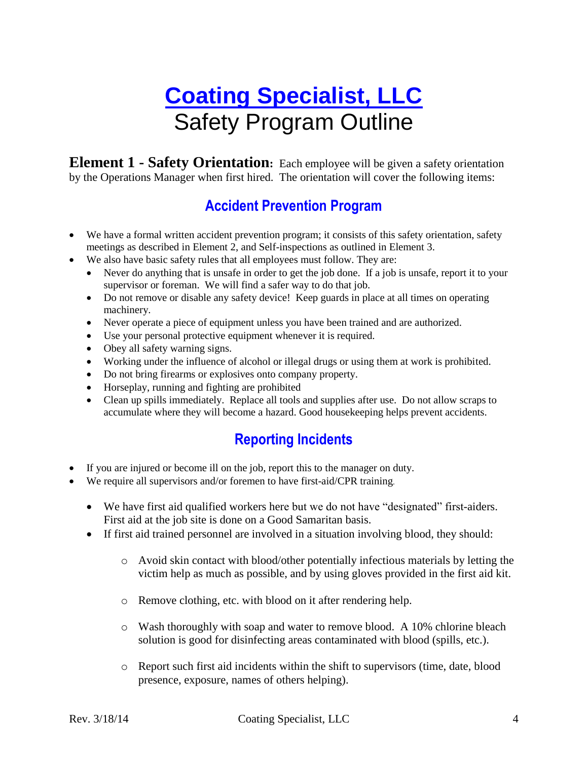# Coating Specialist, LLC

# Safety Program Outline

**Element 1 - Safety Orientation:** Each employee will be given a safety orientation by the Operations Manager when first hired. The orientation will cover the following items:

## Accident Prevention Program

- We have a formal written accident prevention program; it consists of this safety orientation, safety meetings as described in Element 2, and Self-inspections as outlined in Element 3.
- We also have basic safety rules that all employees must follow. They are:
  - Never do anything that is unsafe in order to get the job done. If a job is unsafe, report it to your supervisor or foreman. We will find a safer way to do that job.
  - Do not remove or disable any safety device! Keep guards in place at all times on operating machinery.
  - Never operate a piece of equipment unless you have been trained and are authorized.
  - Use your personal protective equipment whenever it is required.
  - Obey all safety warning signs.
  - Working under the influence of alcohol or illegal drugs or using them at work is prohibited.
  - Do not bring firearms or explosives onto company property.
  - Horseplay, running and fighting are prohibited
  - Clean up spills immediately. Replace all tools and supplies after use. Do not allow scraps to accumulate where they will become a hazard. Good housekeeping helps prevent accidents.

## Reporting Incidents

- If you are injured or become ill on the job, report this to the manager on duty.
- We require all supervisors and/or foremen to have first-aid/CPR training.
  - We have first aid qualified workers here but we do not have "designated" first-aiders. First aid at the job site is done on a Good Samaritan basis.
  - If first aid trained personnel are involved in a situation involving blood, they should:
    - Avoid skin contact with blood/other potentially infectious materials by letting the victim help as much as possible, and by using gloves provided in the first aid kit.
    - Remove clothing, etc. with blood on it after rendering help.
    - Wash thoroughly with soap and water to remove blood. A 10% chlorine bleach solution is good for disinfecting areas contaminated with blood (spills, etc.).
    - Report such first aid incidents within the shift to supervisors (time, date, blood presence, exposure, names of others helping).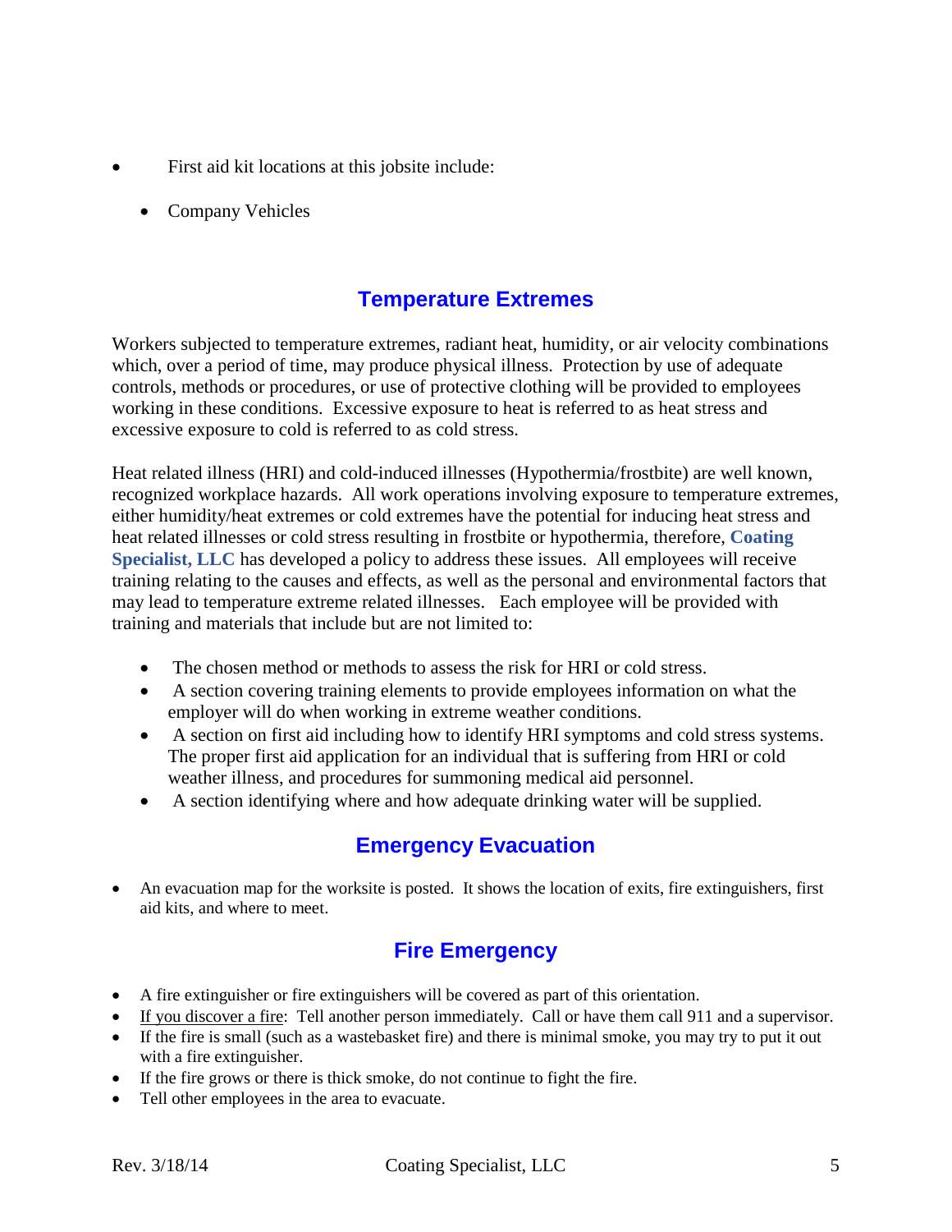- First aid kit locations at this jobsite include:
    - Company Vehicles

## Temperature Extremes

Workers subjected to temperature extremes, radiant heat, humidity, or air velocity combinations which, over a period of time, may produce physical illness. Protection by use of adequate controls, methods or procedures, or use of protective clothing will be provided to employees working in these conditions. Excessive exposure to heat is referred to as heat stress and excessive exposure to cold is referred to as cold stress.

Heat related illness (HRI) and cold-induced illnesses (Hypothermia/frostbite) are well known, recognized workplace hazards. All work operations involving exposure to temperature extremes, either humidity/heat extremes or cold extremes have the potential for inducing heat stress and heat related illnesses or cold stress resulting in frostbite or hypothermia, therefore, **Coating Specialist, LLC** has developed a policy to address these issues. All employees will receive training relating to the causes and effects, as well as the personal and environmental factors that may lead to temperature extreme related illnesses. Each employee will be provided with training and materials that include but are not limited to:

- The chosen method or methods to assess the risk for HRI or cold stress.
- A section covering training elements to provide employees information on what the employer will do when working in extreme weather conditions.
- A section on first aid including how to identify HRI symptoms and cold stress systems. The proper first aid application for an individual that is suffering from HRI or cold weather illness, and procedures for summoning medical aid personnel.
- A section identifying where and how adequate drinking water will be supplied.

## Emergency Evacuation

- An evacuation map for the worksite is posted. It shows the location of exits, fire extinguishers, first aid kits, and where to meet.

## Fire Emergency

- A fire extinguisher or fire extinguishers will be covered as part of this orientation.
- If you discover a fire: Tell another person immediately. Call or have them call 911 and a supervisor.
- If the fire is small (such as a wastebasket fire) and there is minimal smoke, you may try to put it out with a fire extinguisher.
- If the fire grows or there is thick smoke, do not continue to fight the fire.
- Tell other employees in the area to evacuate.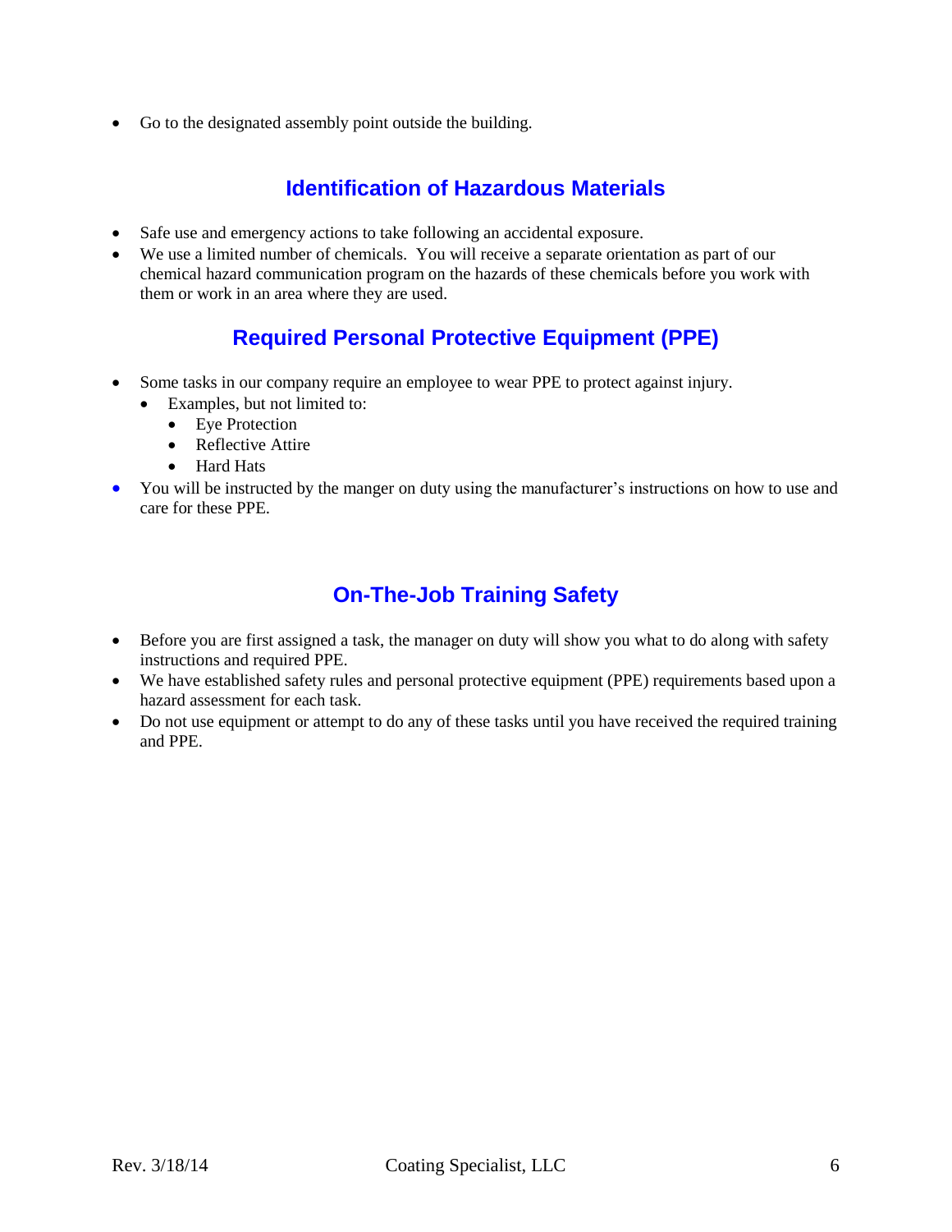- Go to the designated assembly point outside the building.

## Identification of Hazardous Materials

- Safe use and emergency actions to take following an accidental exposure.
- We use a limited number of chemicals. You will receive a separate orientation as part of our chemical hazard communication program on the hazards of these chemicals before you work with them or work in an area where they are used.

## Required Personal Protective Equipment (PPE)

- Some tasks in our company require an employee to wear PPE to protect against injury.
  - Examples, but not limited to:
    - Eye Protection
    - Reflective Attire
    - Hard Hats
- You will be instructed by the manger on duty using the manufacturer's instructions on how to use and care for these PPE.

## On-The-Job Training Safety

- Before you are first assigned a task, the manager on duty will show you what to do along with safety instructions and required PPE.
- We have established safety rules and personal protective equipment (PPE) requirements based upon a hazard assessment for each task.
- Do not use equipment or attempt to do any of these tasks until you have received the required training and PPE.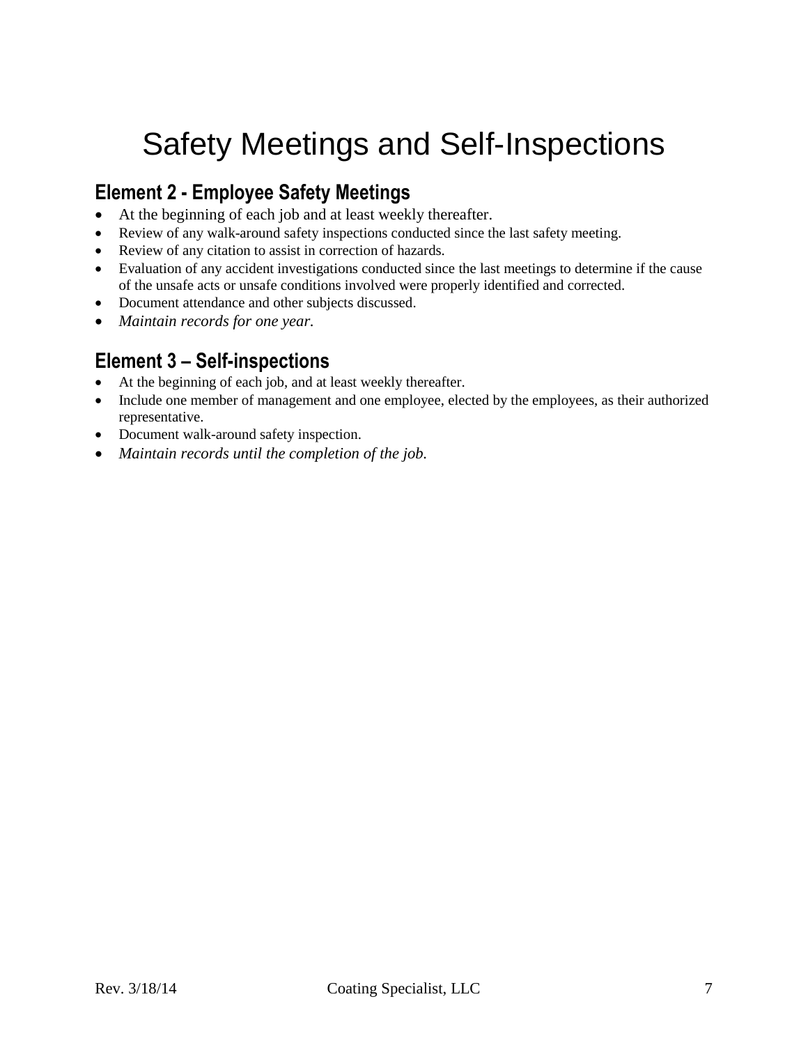# Safety Meetings and Self-Inspections

## Element 2 - Employee Safety Meetings

- At the beginning of each job and at least weekly thereafter.
- Review of any walk-around safety inspections conducted since the last safety meeting.
- Review of any citation to assist in correction of hazards.
- Evaluation of any accident investigations conducted since the last meetings to determine if the cause of the unsafe acts or unsafe conditions involved were properly identified and corrected.
- Document attendance and other subjects discussed.
- *Maintain records for one year.*

## Element 3 – Self-inspections

- At the beginning of each job, and at least weekly thereafter.
- Include one member of management and one employee, elected by the employees, as their authorized representative.
- Document walk-around safety inspection.
- *Maintain records until the completion of the job.*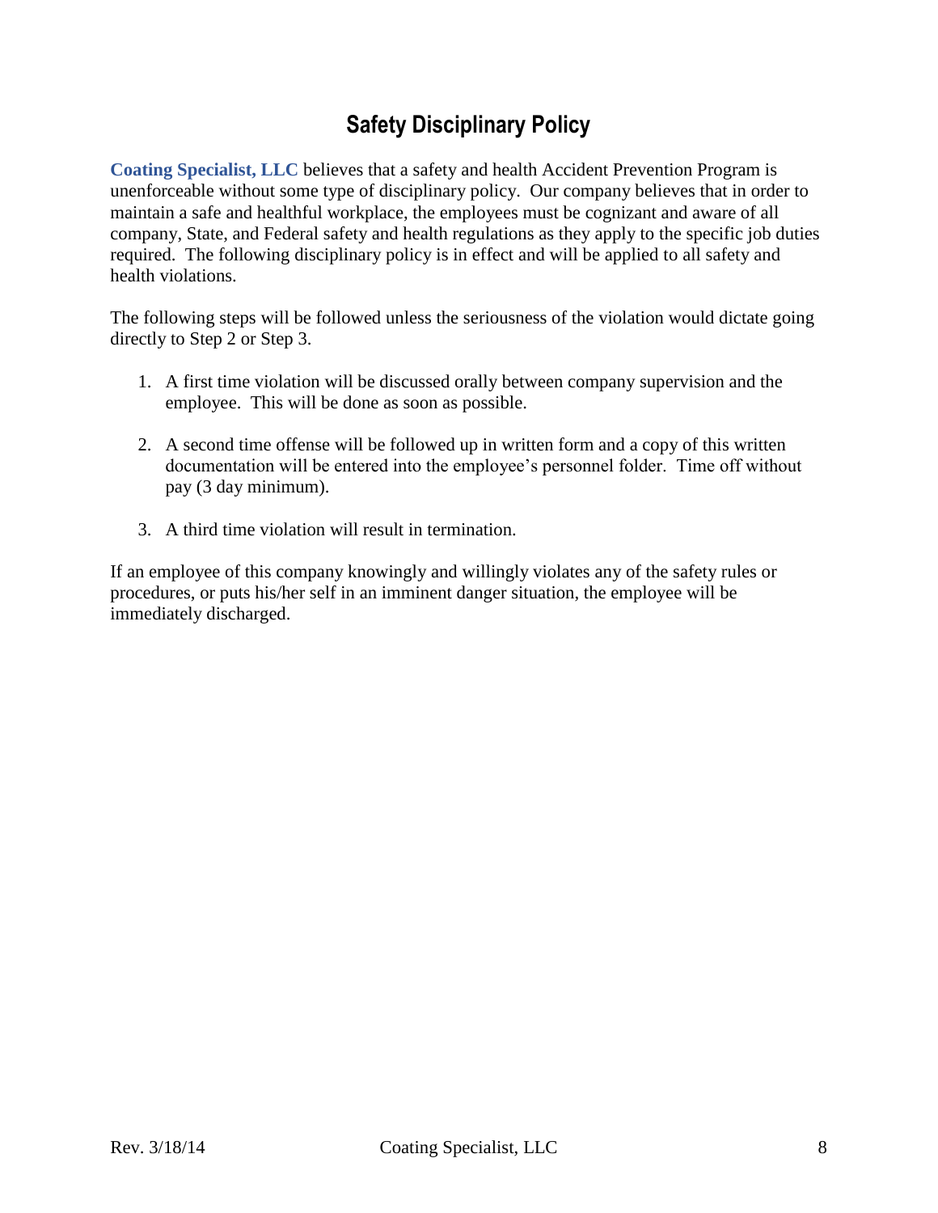# Safety Disciplinary Policy

**Coating Specialist, LLC** believes that a safety and health Accident Prevention Program is unenforceable without some type of disciplinary policy. Our company believes that in order to maintain a safe and healthful workplace, the employees must be cognizant and aware of all company, State, and Federal safety and health regulations as they apply to the specific job duties required. The following disciplinary policy is in effect and will be applied to all safety and health violations.

The following steps will be followed unless the seriousness of the violation would dictate going directly to Step 2 or Step 3.

1. A first time violation will be discussed orally between company supervision and the employee. This will be done as soon as possible.

2. A second time offense will be followed up in written form and a copy of this written documentation will be entered into the employee's personnel folder. Time off without pay (3 day minimum).

3. A third time violation will result in termination.

If an employee of this company knowingly and willingly violates any of the safety rules or procedures, or puts his/her self in an imminent danger situation, the employee will be immediately discharged.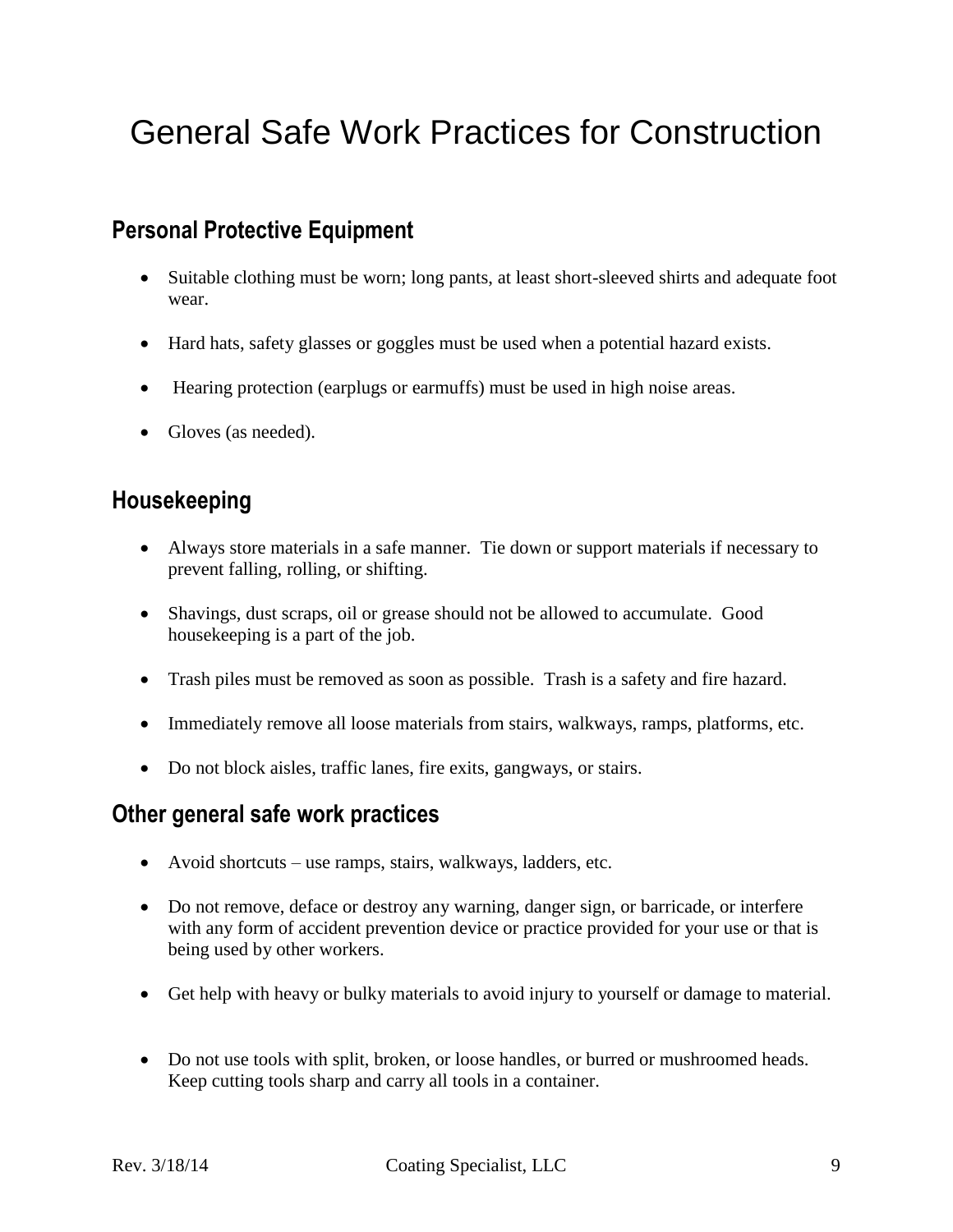# General Safe Work Practices for Construction

## Personal Protective Equipment

- Suitable clothing must be worn; long pants, at least short-sleeved shirts and adequate foot wear.
- Hard hats, safety glasses or goggles must be used when a potential hazard exists.
- Hearing protection (earplugs or earmuffs) must be used in high noise areas.
- Gloves (as needed).

## Housekeeping

- Always store materials in a safe manner. Tie down or support materials if necessary to prevent falling, rolling, or shifting.
- Shavings, dust scraps, oil or grease should not be allowed to accumulate. Good housekeeping is a part of the job.
- Trash piles must be removed as soon as possible. Trash is a safety and fire hazard.
- Immediately remove all loose materials from stairs, walkways, ramps, platforms, etc.
- Do not block aisles, traffic lanes, fire exits, gangways, or stairs.

## Other general safe work practices

- Avoid shortcuts – use ramps, stairs, walkways, ladders, etc.
- Do not remove, deface or destroy any warning, danger sign, or barricade, or interfere with any form of accident prevention device or practice provided for your use or that is being used by other workers.
- Get help with heavy or bulky materials to avoid injury to yourself or damage to material.
- Do not use tools with split, broken, or loose handles, or burred or mushroomed heads. Keep cutting tools sharp and carry all tools in a container.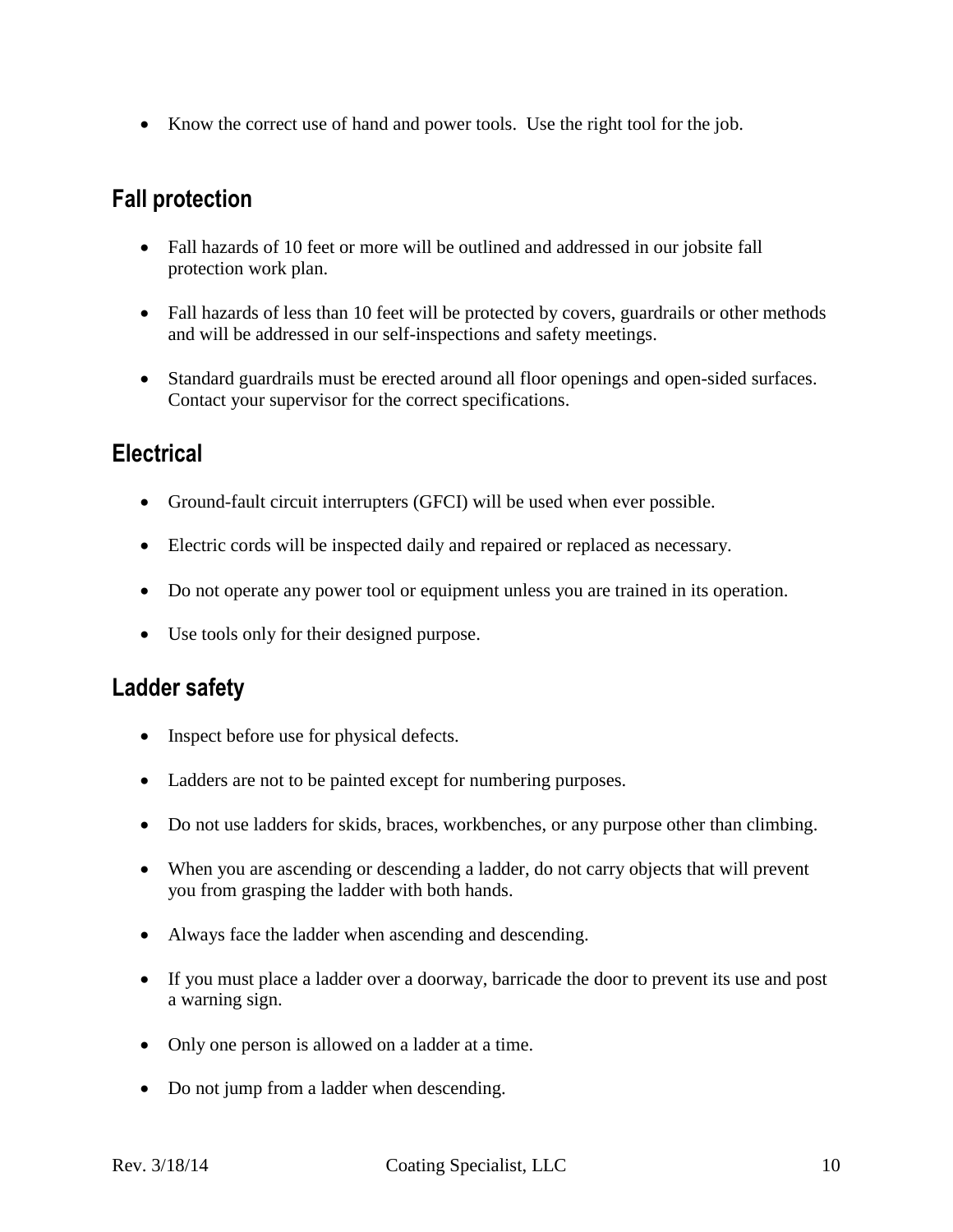- Know the correct use of hand and power tools. Use the right tool for the job.

## Fall protection

- Fall hazards of 10 feet or more will be outlined and addressed in our jobsite fall protection work plan.
- Fall hazards of less than 10 feet will be protected by covers, guardrails or other methods and will be addressed in our self-inspections and safety meetings.
- Standard guardrails must be erected around all floor openings and open-sided surfaces. Contact your supervisor for the correct specifications.

## Electrical

- Ground-fault circuit interrupters (GFCI) will be used when ever possible.
- Electric cords will be inspected daily and repaired or replaced as necessary.
- Do not operate any power tool or equipment unless you are trained in its operation.
- Use tools only for their designed purpose.

## Ladder safety

- Inspect before use for physical defects.
- Ladders are not to be painted except for numbering purposes.
- Do not use ladders for skids, braces, workbenches, or any purpose other than climbing.
- When you are ascending or descending a ladder, do not carry objects that will prevent you from grasping the ladder with both hands.
- Always face the ladder when ascending and descending.
- If you must place a ladder over a doorway, barricade the door to prevent its use and post a warning sign.
- Only one person is allowed on a ladder at a time.
- Do not jump from a ladder when descending.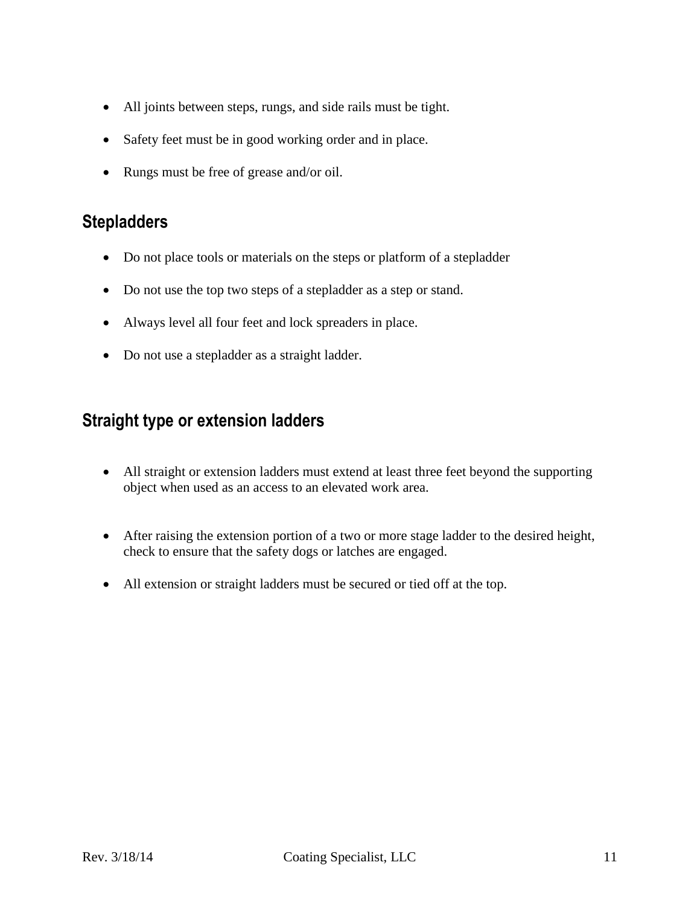- All joints between steps, rungs, and side rails must be tight.
- Safety feet must be in good working order and in place.
- Rungs must be free of grease and/or oil.

## Stepladders

- Do not place tools or materials on the steps or platform of a stepladder
- Do not use the top two steps of a stepladder as a step or stand.
- Always level all four feet and lock spreaders in place.
- Do not use a stepladder as a straight ladder.

## Straight type or extension ladders

- All straight or extension ladders must extend at least three feet beyond the supporting object when used as an access to an elevated work area.
- After raising the extension portion of a two or more stage ladder to the desired height, check to ensure that the safety dogs or latches are engaged.
- All extension or straight ladders must be secured or tied off at the top.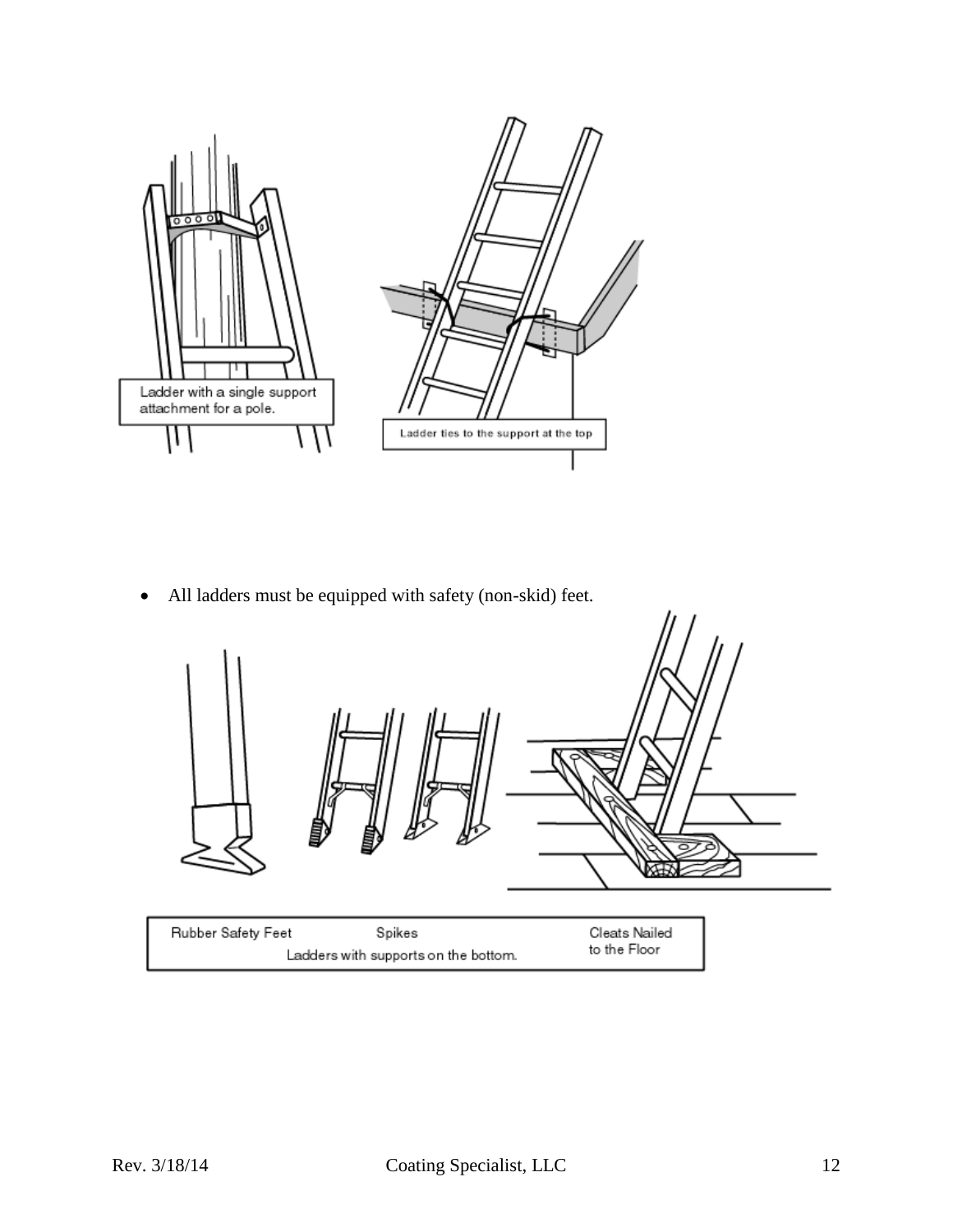Ladder with a single support attachment for a pole.

Ladder ties to the support at the top

- All ladders must be equipped with safety (non-skid) feet.

Rubber Safety Feet    Spikes    Cleats Nailed to the Floor

Ladders with supports on the bottom.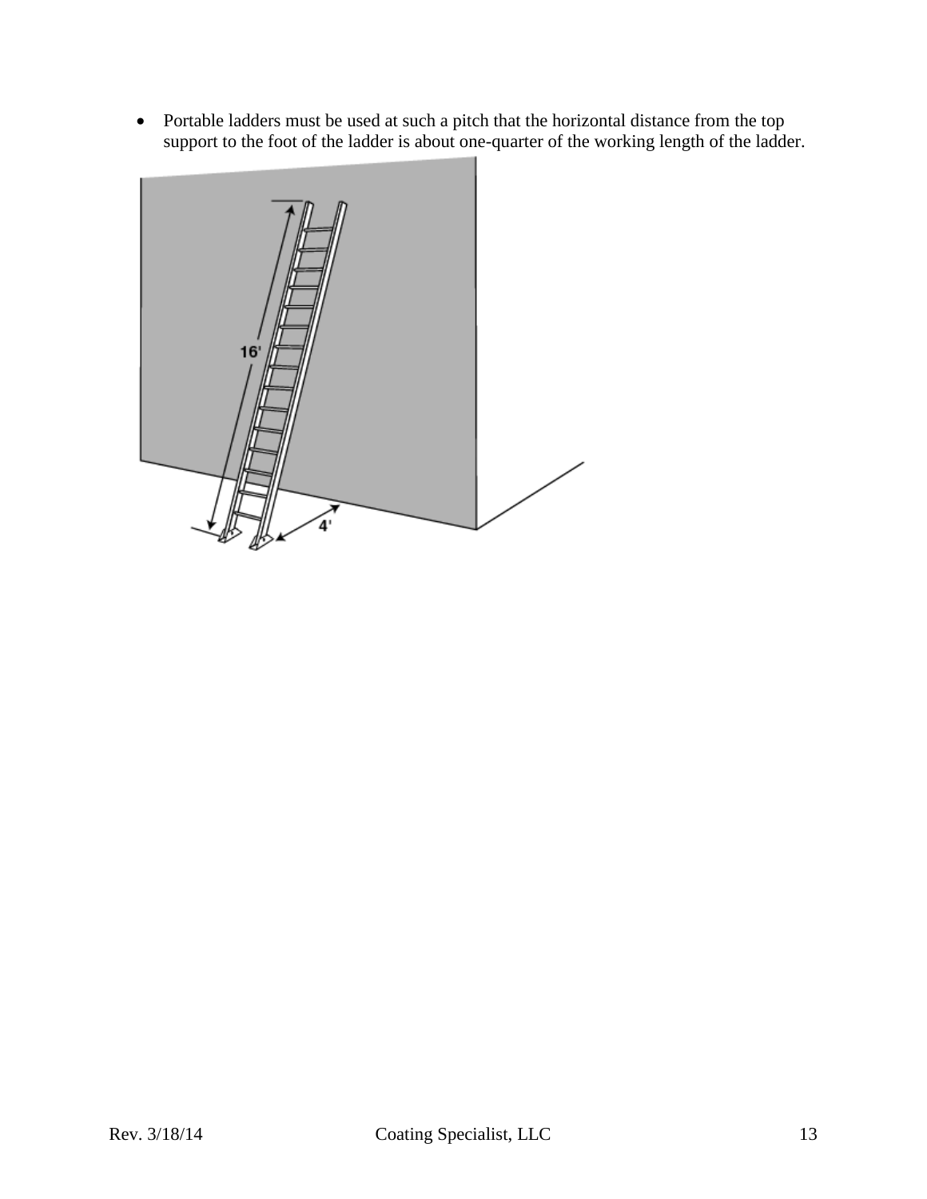- Portable ladders must be used at such a pitch that the horizontal distance from the top support to the foot of the ladder is about one-quarter of the working length of the ladder.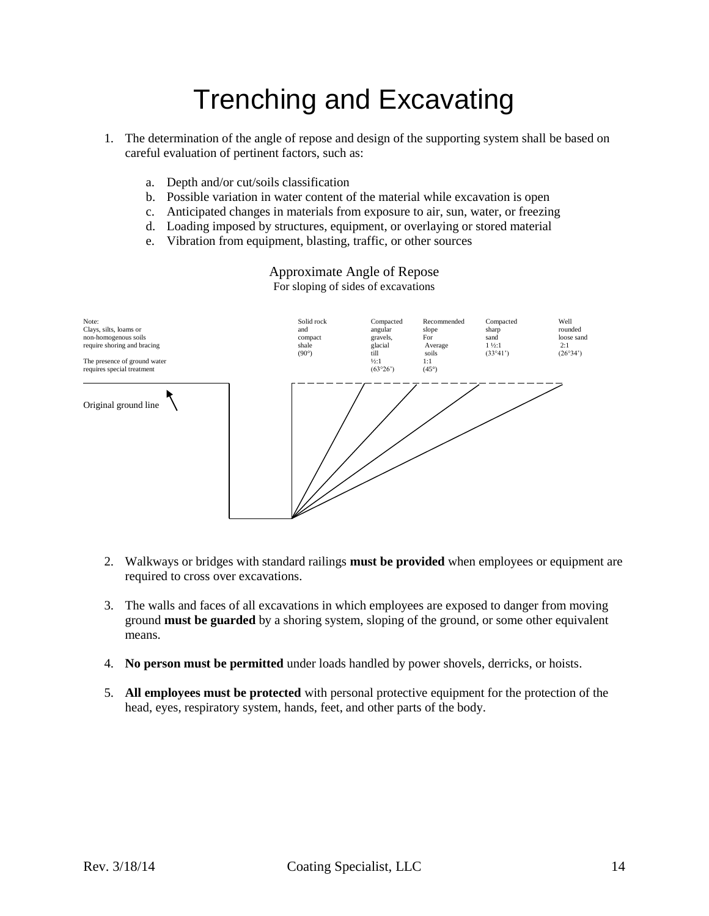# Trenching and Excavating

1. The determination of the angle of repose and design of the supporting system shall be based on careful evaluation of pertinent factors, such as:

    a. Depth and/or cut/soils classification
    b. Possible variation in water content of the material while excavation is open
    c. Anticipated changes in materials from exposure to air, sun, water, or freezing
    d. Loading imposed by structures, equipment, or overlaying or stored material
    e. Vibration from equipment, blasting, traffic, or other sources

Approximate Angle of Repose
For sloping of sides of excavations

Note:
Clays, silts, loams or non-homogenous soils require shoring and bracing

The presence of ground water requires special treatment

Solid rock and compact shale (90°)

Compacted angular gravels, glacial till ½:1 (63°26')

Recommended slope For Average soils 1:1 (45°)

Compacted sharp sand 1 ½:1 (33°41')

Well rounded loose sand 2:1 (26°34')

Original ground line

2. Walkways or bridges with standard railings **must be provided** when employees or equipment are required to cross over excavations.

3. The walls and faces of all excavations in which employees are exposed to danger from moving ground **must be guarded** by a shoring system, sloping of the ground, or some other equivalent means.

4. **No person must be permitted** under loads handled by power shovels, derricks, or hoists.

5. **All employees must be protected** with personal protective equipment for the protection of the head, eyes, respiratory system, hands, feet, and other parts of the body.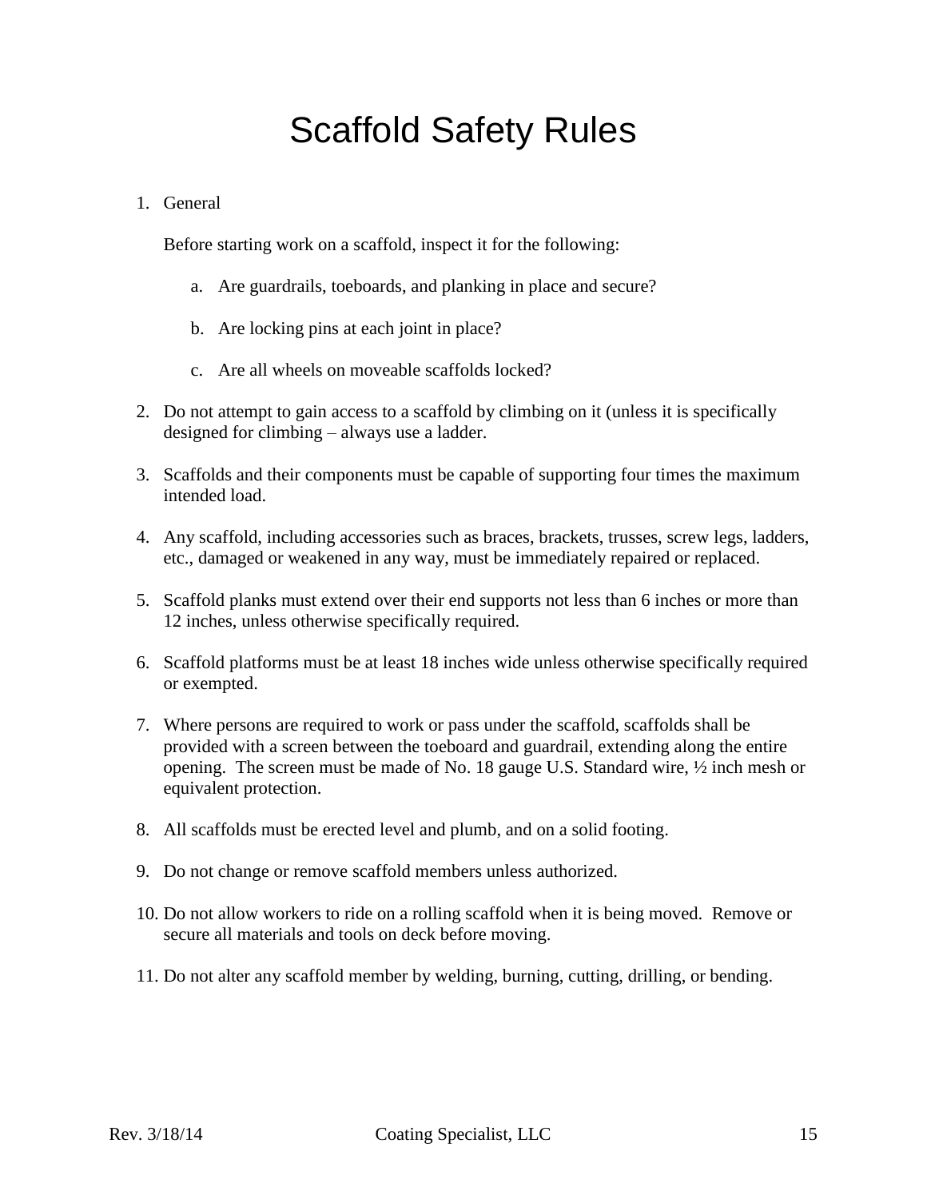# Scaffold Safety Rules

1. General

   Before starting work on a scaffold, inspect it for the following:

   a. Are guardrails, toeboards, and planking in place and secure?

   b. Are locking pins at each joint in place?

   c. Are all wheels on moveable scaffolds locked?

2. Do not attempt to gain access to a scaffold by climbing on it (unless it is specifically designed for climbing – always use a ladder.

3. Scaffolds and their components must be capable of supporting four times the maximum intended load.

4. Any scaffold, including accessories such as braces, brackets, trusses, screw legs, ladders, etc., damaged or weakened in any way, must be immediately repaired or replaced.

5. Scaffold planks must extend over their end supports not less than 6 inches or more than 12 inches, unless otherwise specifically required.

6. Scaffold platforms must be at least 18 inches wide unless otherwise specifically required or exempted.

7. Where persons are required to work or pass under the scaffold, scaffolds shall be provided with a screen between the toeboard and guardrail, extending along the entire opening. The screen must be made of No. 18 gauge U.S. Standard wire, ½ inch mesh or equivalent protection.

8. All scaffolds must be erected level and plumb, and on a solid footing.

9. Do not change or remove scaffold members unless authorized.

10. Do not allow workers to ride on a rolling scaffold when it is being moved. Remove or secure all materials and tools on deck before moving.

11. Do not alter any scaffold member by welding, burning, cutting, drilling, or bending.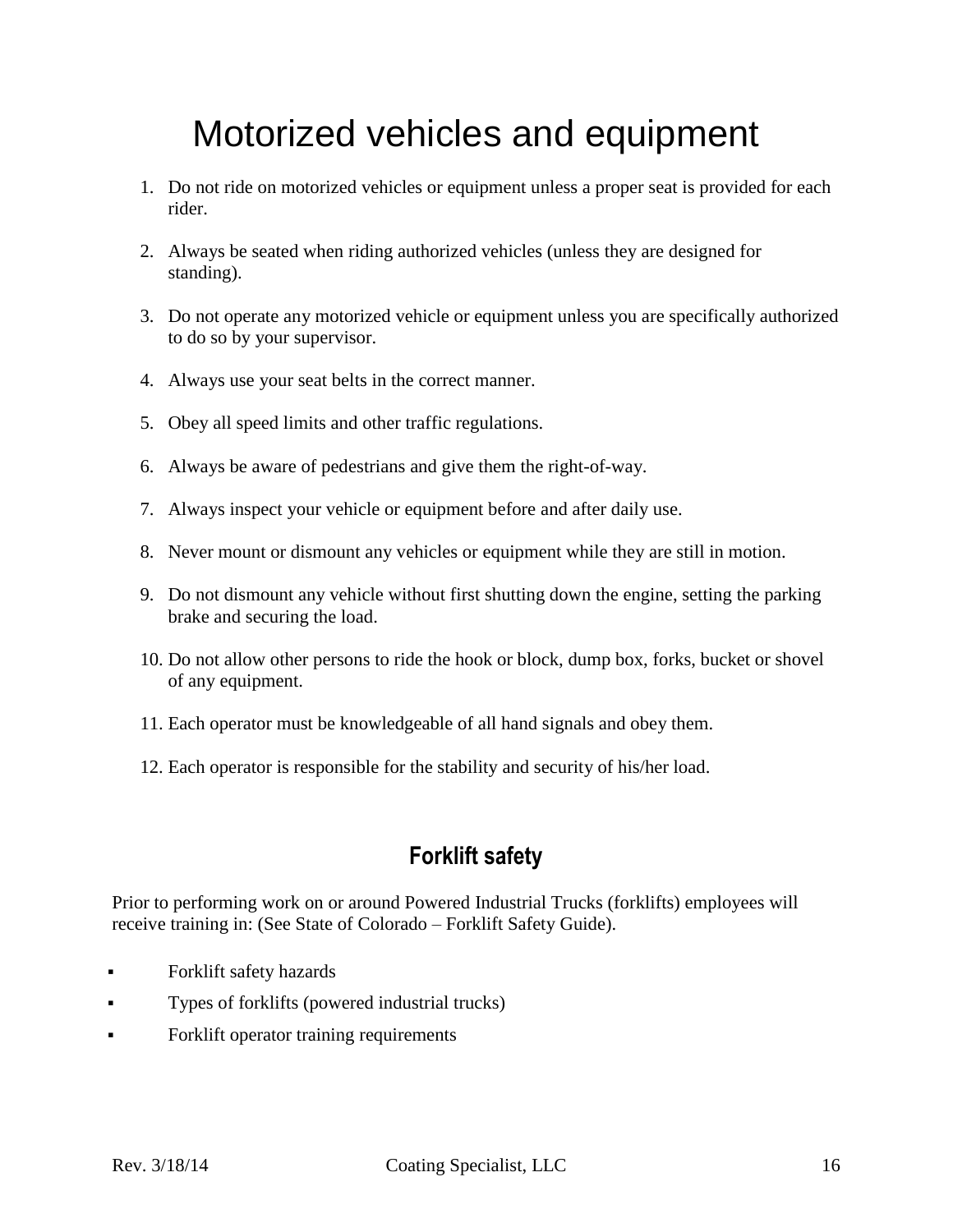# Motorized vehicles and equipment

1. Do not ride on motorized vehicles or equipment unless a proper seat is provided for each rider.
2. Always be seated when riding authorized vehicles (unless they are designed for standing).
3. Do not operate any motorized vehicle or equipment unless you are specifically authorized to do so by your supervisor.
4. Always use your seat belts in the correct manner.
5. Obey all speed limits and other traffic regulations.
6. Always be aware of pedestrians and give them the right-of-way.
7. Always inspect your vehicle or equipment before and after daily use.
8. Never mount or dismount any vehicles or equipment while they are still in motion.
9. Do not dismount any vehicle without first shutting down the engine, setting the parking brake and securing the load.
10. Do not allow other persons to ride the hook or block, dump box, forks, bucket or shovel of any equipment.
11. Each operator must be knowledgeable of all hand signals and obey them.
12. Each operator is responsible for the stability and security of his/her load.

## Forklift safety

Prior to performing work on or around Powered Industrial Trucks (forklifts) employees will receive training in: (See State of Colorado – Forklift Safety Guide).

- Forklift safety hazards
- Types of forklifts (powered industrial trucks)
- Forklift operator training requirements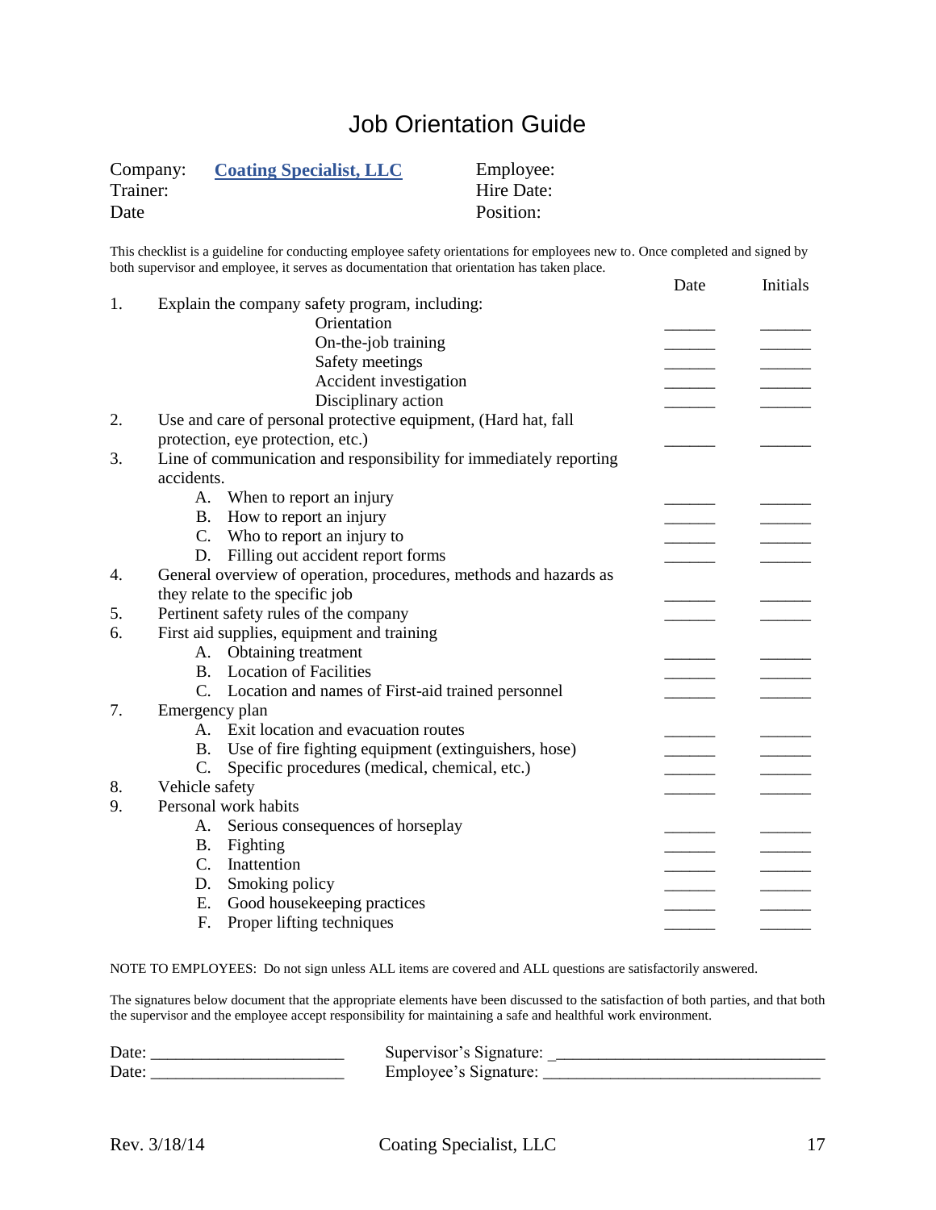# Job Orientation Guide

Company: **Coating Specialist, LLC**
Trainer:
Date

Employee:
Hire Date:
Position:

This checklist is a guideline for conducting employee safety orientations for employees new to. Once completed and signed by both supervisor and employee, it serves as documentation that orientation has taken place.

| | | Date | Initials |
|---|---|---|---|
| 1. | Explain the company safety program, including: | | |
| | Orientation | ______ | ______ |
| | On-the-job training | ______ | ______ |
| | Safety meetings | ______ | ______ |
| | Accident investigation | ______ | ______ |
| | Disciplinary action | ______ | ______ |
| 2. | Use and care of personal protective equipment, (Hard hat, fall protection, eye protection, etc.) | ______ | ______ |
| 3. | Line of communication and responsibility for immediately reporting accidents. | | |
| | A. When to report an injury | ______ | ______ |
| | B. How to report an injury | ______ | ______ |
| | C. Who to report an injury to | ______ | ______ |
| | D. Filling out accident report forms | ______ | ______ |
| 4. | General overview of operation, procedures, methods and hazards as they relate to the specific job | ______ | ______ |
| 5. | Pertinent safety rules of the company | ______ | ______ |
| 6. | First aid supplies, equipment and training | | |
| | A. Obtaining treatment | ______ | ______ |
| | B. Location of Facilities | ______ | ______ |
| | C. Location and names of First-aid trained personnel | ______ | ______ |
| 7. | Emergency plan | | |
| | A. Exit location and evacuation routes | ______ | ______ |
| | B. Use of fire fighting equipment (extinguishers, hose) | ______ | ______ |
| | C. Specific procedures (medical, chemical, etc.) | ______ | ______ |
| 8. | Vehicle safety | ______ | ______ |
| 9. | Personal work habits | | |
| | A. Serious consequences of horseplay | ______ | ______ |
| | B. Fighting | ______ | ______ |
| | C. Inattention | ______ | ______ |
| | D. Smoking policy | ______ | ______ |
| | E. Good housekeeping practices | ______ | ______ |
| | F. Proper lifting techniques | ______ | ______ |

NOTE TO EMPLOYEES: Do not sign unless ALL items are covered and ALL questions are satisfactorily answered.

The signatures below document that the appropriate elements have been discussed to the satisfaction of both parties, and that both the supervisor and the employee accept responsibility for maintaining a safe and healthful work environment.

Date: ______________________ Supervisor's Signature: ______________________________

Date: ______________________ Employee's Signature: ______________________________

Rev. 3/18/14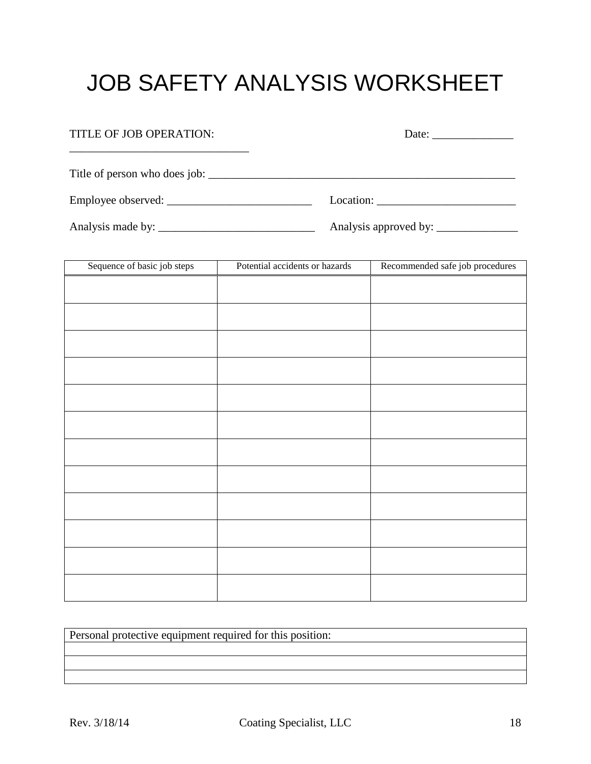# JOB SAFETY ANALYSIS WORKSHEET

TITLE OF JOB OPERATION: ______________________________ Date: ______________

Title of person who does job: ________________________________________________________

Employee observed: _________________________ Location: ________________________

Analysis made by: ___________________________ Analysis approved by: ______________

| Sequence of basic job steps | Potential accidents or hazards | Recommended safe job procedures |
|---|---|---|
| | | |
| | | |
| | | |
| | | |
| | | |
| | | |
| | | |
| | | |
| | | |
| | | |
| | | |
| | | |

| Personal protective equipment required for this position: |
|---|
| |
| |
| |

Rev. 3/18/14 Coating Specialist, LLC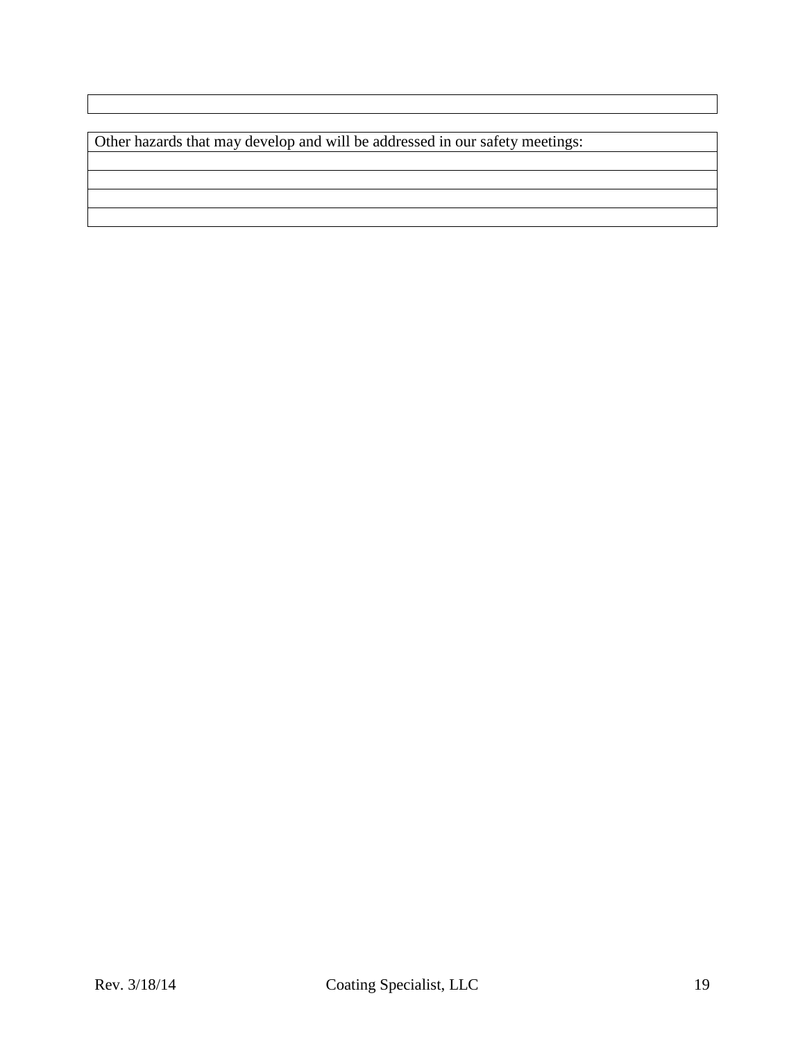| |
|---|

| Other hazards that may develop and will be addressed in our safety meetings: |
|---|
| |
| |
| |
| |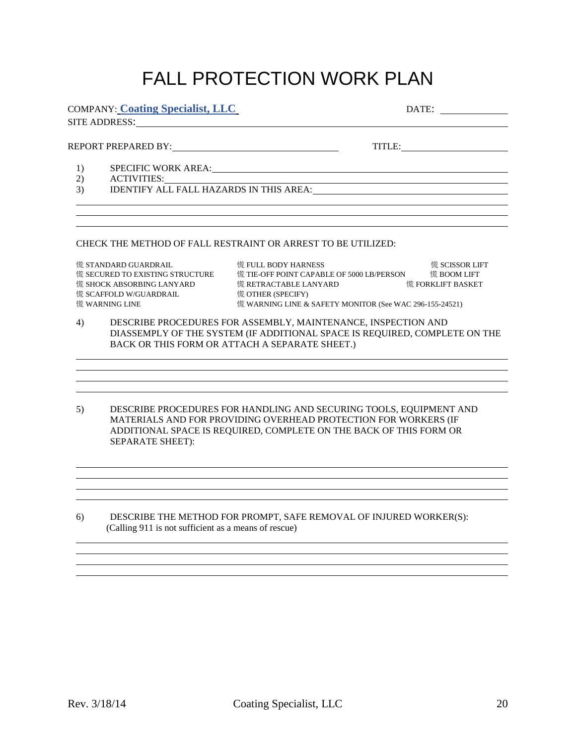# FALL PROTECTION WORK PLAN

COMPANY: **Coating Specialist, LLC** DATE: ______________

SITE ADDRESS: ______________________________________________

REPORT PREPARED BY: ______________________ TITLE: ______________

1) SPECIFIC WORK AREA: ______________________________________________
2) ACTIVITIES: ______________________________________________
3) IDENTIFY ALL FALL HAZARDS IN THIS AREA: ______________________________________________

______________________________________________

______________________________________________

______________________________________________

CHECK THE METHOD OF FALL RESTRAINT OR ARREST TO BE UTILIZED:

慌 STANDARD GUARDRAIL
慌 SECURED TO EXISTING STRUCTURE
慌 SHOCK ABSORBING LANYARD
慌 SCAFFOLD W/GUARDRAIL
慌 WARNING LINE
慌 FULL BODY HARNESS
慌 TIE-OFF POINT CAPABLE OF 5000 LB/PERSON
慌 RETRACTABLE LANYARD
慌 OTHER (SPECIFY)
慌 WARNING LINE & SAFETY MONITOR (See WAC 296-155-24521)
慌 SCISSOR LIFT
慌 BOOM LIFT
慌 FORKLIFT BASKET

4) DESCRIBE PROCEDURES FOR ASSEMBLY, MAINTENANCE, INSPECTION AND DIASSEMPLY OF THE SYSTEM (IF ADDITIONAL SPACE IS REQUIRED, COMPLETE ON THE BACK OR THIS FORM OR ATTACH A SEPARATE SHEET.)

______________________________________________

______________________________________________

______________________________________________

______________________________________________

5) DESCRIBE PROCEDURES FOR HANDLING AND SECURING TOOLS, EQUIPMENT AND MATERIALS AND FOR PROVIDING OVERHEAD PROTECTION FOR WORKERS (IF ADDITIONAL SPACE IS REQUIRED, COMPLETE ON THE BACK OF THIS FORM OR SEPARATE SHEET):

______________________________________________

______________________________________________

______________________________________________

______________________________________________

6) DESCRIBE THE METHOD FOR PROMPT, SAFE REMOVAL OF INJURED WORKER(S): (Calling 911 is not sufficient as a means of rescue)

______________________________________________

______________________________________________

______________________________________________

______________________________________________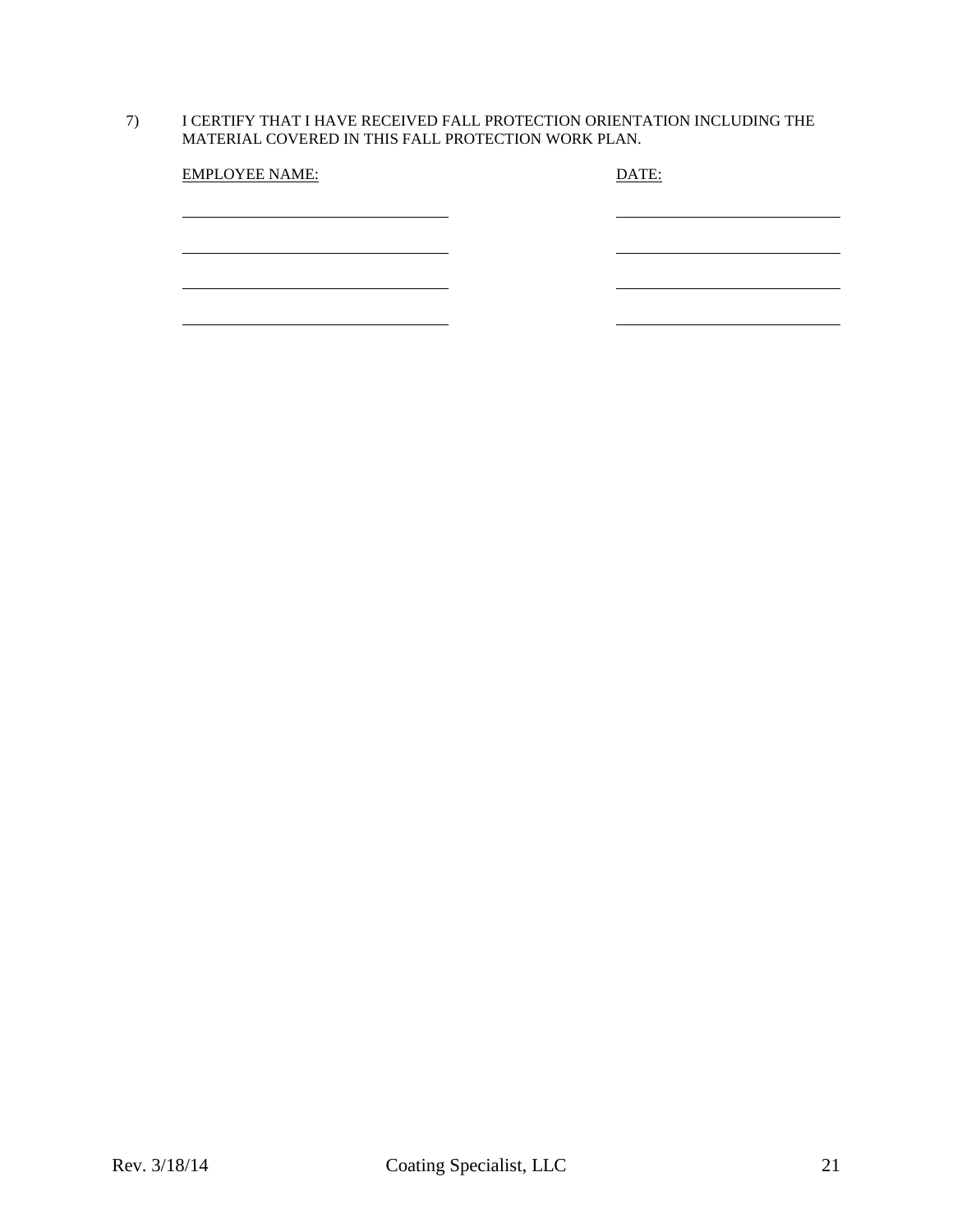7) I CERTIFY THAT I HAVE RECEIVED FALL PROTECTION ORIENTATION INCLUDING THE MATERIAL COVERED IN THIS FALL PROTECTION WORK PLAN.

| EMPLOYEE NAME: | DATE: |
| --- | --- |
| ______________________________ | ________________________ |
| ______________________________ | ________________________ |
| ______________________________ | ________________________ |
| ______________________________ | ________________________ |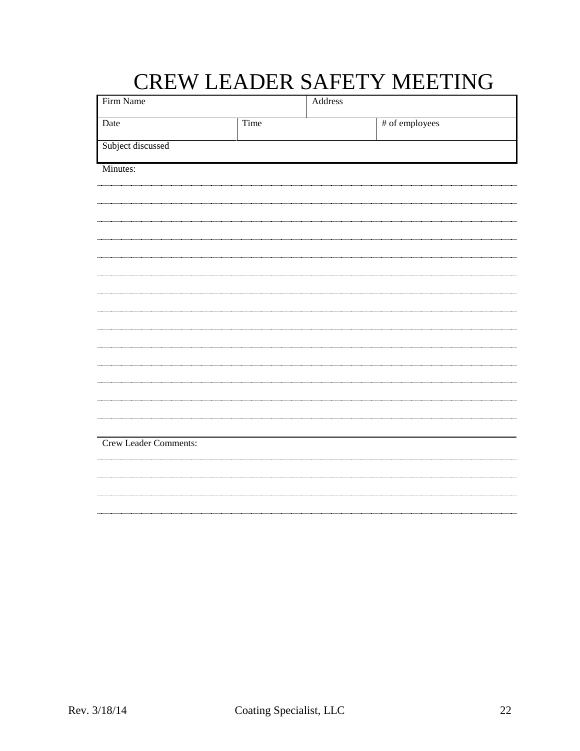# CREW LEADER SAFETY MEETING

| Firm Name | | Address | |
|---|---|---|---|
| Date | Time | | # of employees |
| Subject discussed | | | |

Minutes:

Crew Leader Comments: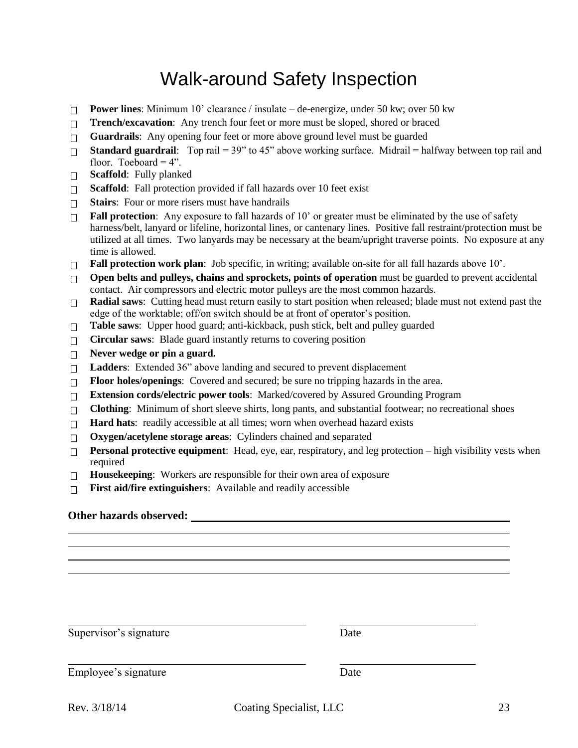# Walk-around Safety Inspection

- ☐ **Power lines**: Minimum 10' clearance / insulate – de-energize, under 50 kw; over 50 kw
- ☐ **Trench/excavation**: Any trench four feet or more must be sloped, shored or braced
- ☐ **Guardrails**: Any opening four feet or more above ground level must be guarded
- ☐ **Standard guardrail**: Top rail = 39" to 45" above working surface. Midrail = halfway between top rail and floor. Toeboard = 4".
- ☐ **Scaffold**: Fully planked
- ☐ **Scaffold**: Fall protection provided if fall hazards over 10 feet exist
- ☐ **Stairs**: Four or more risers must have handrails
- ☐ **Fall protection**: Any exposure to fall hazards of 10' or greater must be eliminated by the use of safety harness/belt, lanyard or lifeline, horizontal lines, or cantenary lines. Positive fall restraint/protection must be utilized at all times. Two lanyards may be necessary at the beam/upright traverse points. No exposure at any time is allowed.
- ☐ **Fall protection work plan**: Job specific, in writing; available on-site for all fall hazards above 10'.
- ☐ **Open belts and pulleys, chains and sprockets, points of operation** must be guarded to prevent accidental contact. Air compressors and electric motor pulleys are the most common hazards.
- ☐ **Radial saws**: Cutting head must return easily to start position when released; blade must not extend past the edge of the worktable; off/on switch should be at front of operator's position.
- ☐ **Table saws**: Upper hood guard; anti-kickback, push stick, belt and pulley guarded
- ☐ **Circular saws**: Blade guard instantly returns to covering position
- ☐ **Never wedge or pin a guard.**
- ☐ **Ladders**: Extended 36" above landing and secured to prevent displacement
- ☐ **Floor holes/openings**: Covered and secured; be sure no tripping hazards in the area.
- ☐ **Extension cords/electric power tools**: Marked/covered by Assured Grounding Program
- ☐ **Clothing**: Minimum of short sleeve shirts, long pants, and substantial footwear; no recreational shoes
- ☐ **Hard hats**: readily accessible at all times; worn when overhead hazard exists
- ☐ **Oxygen/acetylene storage areas**: Cylinders chained and separated
- ☐ **Personal protective equipment**: Head, eye, ear, respiratory, and leg protection – high visibility vests when required
- ☐ **Housekeeping**: Workers are responsible for their own area of exposure
- ☐ **First aid/fire extinguishers**: Available and readily accessible

**Other hazards observed:** ______________________________________________

______________________________________________________________________

______________________________________________________________________

______________________________________________________________________

______________________________________________________________________

______________________________ ______________________

Supervisor's signature Date

______________________________ ______________________

Employee's signature Date

Rev. 3/18/14 Coating Specialist, LLC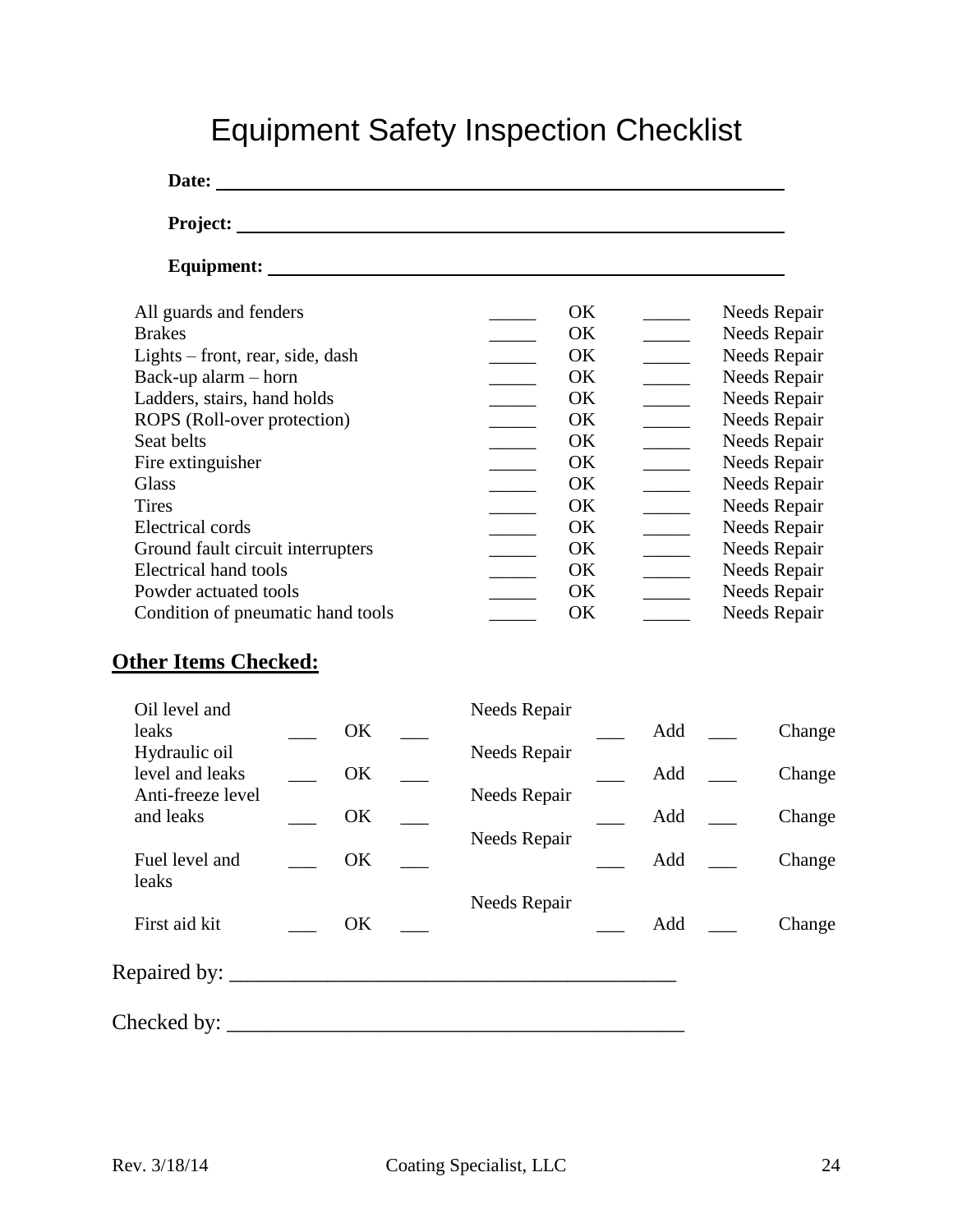# Equipment Safety Inspection Checklist

**Date:** ____________________________________________

**Project:** ____________________________________________

**Equipment:** ____________________________________________

| Item | | | | |
|---|---|---|---|---|
| All guards and fenders | _____ | OK | _____ | Needs Repair |
| Brakes | _____ | OK | _____ | Needs Repair |
| Lights – front, rear, side, dash | _____ | OK | _____ | Needs Repair |
| Back-up alarm – horn | _____ | OK | _____ | Needs Repair |
| Ladders, stairs, hand holds | _____ | OK | _____ | Needs Repair |
| ROPS (Roll-over protection) | _____ | OK | _____ | Needs Repair |
| Seat belts | _____ | OK | _____ | Needs Repair |
| Fire extinguisher | _____ | OK | _____ | Needs Repair |
| Glass | _____ | OK | _____ | Needs Repair |
| Tires | _____ | OK | _____ | Needs Repair |
| Electrical cords | _____ | OK | _____ | Needs Repair |
| Ground fault circuit interrupters | _____ | OK | _____ | Needs Repair |
| Electrical hand tools | _____ | OK | _____ | Needs Repair |
| Powder actuated tools | _____ | OK | _____ | Needs Repair |
| Condition of pneumatic hand tools | _____ | OK | _____ | Needs Repair |

## **Other Items Checked:**

| Item | | | | | | | | |
|---|---|---|---|---|---|---|---|---|
| Oil level and leaks | ___ | OK | ___ | Needs Repair | ___ | Add | ___ | Change |
| Hydraulic oil level and leaks | ___ | OK | ___ | Needs Repair | ___ | Add | ___ | Change |
| Anti-freeze level and leaks | ___ | OK | ___ | Needs Repair | ___ | Add | ___ | Change |
| Fuel level and leaks | ___ | OK | ___ | Needs Repair | ___ | Add | ___ | Change |
| First aid kit | ___ | OK | ___ | Needs Repair | ___ | Add | ___ | Change |

Repaired by: ________________________________________

Checked by: ________________________________________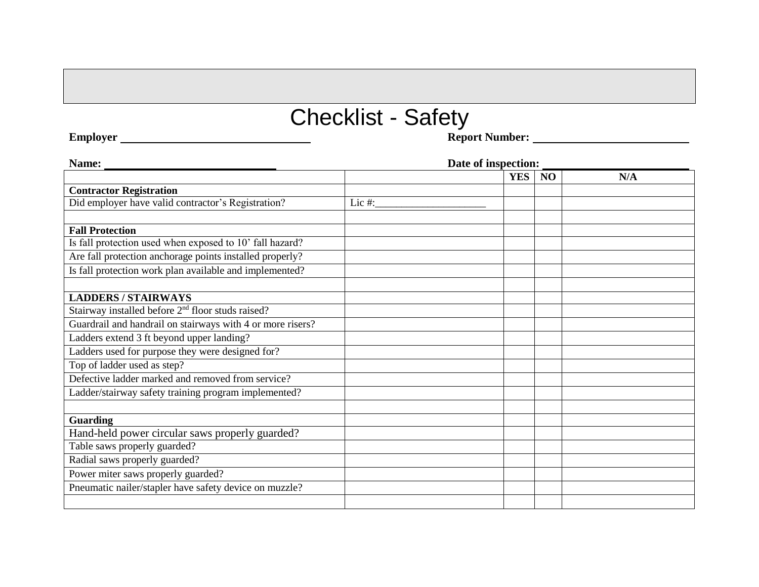# Checklist - Safety

**Employer** ______________________________ **Report Number:** ______________________________

**Name:** ______________________________ **Date of inspection:** ______________________________

| | | YES | NO | N/A |
|---|---|---|---|---|
| **Contractor Registration** | | | | |
| Did employer have valid contractor's Registration? | Lic #:_____________________ | | | |
| | | | | |
| **Fall Protection** | | | | |
| Is fall protection used when exposed to 10' fall hazard? | | | | |
| Are fall protection anchorage points installed properly? | | | | |
| Is fall protection work plan available and implemented? | | | | |
| | | | | |
| **LADDERS / STAIRWAYS** | | | | |
| Stairway installed before 2nd floor studs raised? | | | | |
| Guardrail and handrail on stairways with 4 or more risers? | | | | |
| Ladders extend 3 ft beyond upper landing? | | | | |
| Ladders used for purpose they were designed for? | | | | |
| Top of ladder used as step? | | | | |
| Defective ladder marked and removed from service? | | | | |
| Ladder/stairway safety training program implemented? | | | | |
| | | | | |
| **Guarding** | | | | |
| Hand-held power circular saws properly guarded? | | | | |
| Table saws properly guarded? | | | | |
| Radial saws properly guarded? | | | | |
| Power miter saws properly guarded? | | | | |
| Pneumatic nailer/stapler have safety device on muzzle? | | | | |
| | | | | |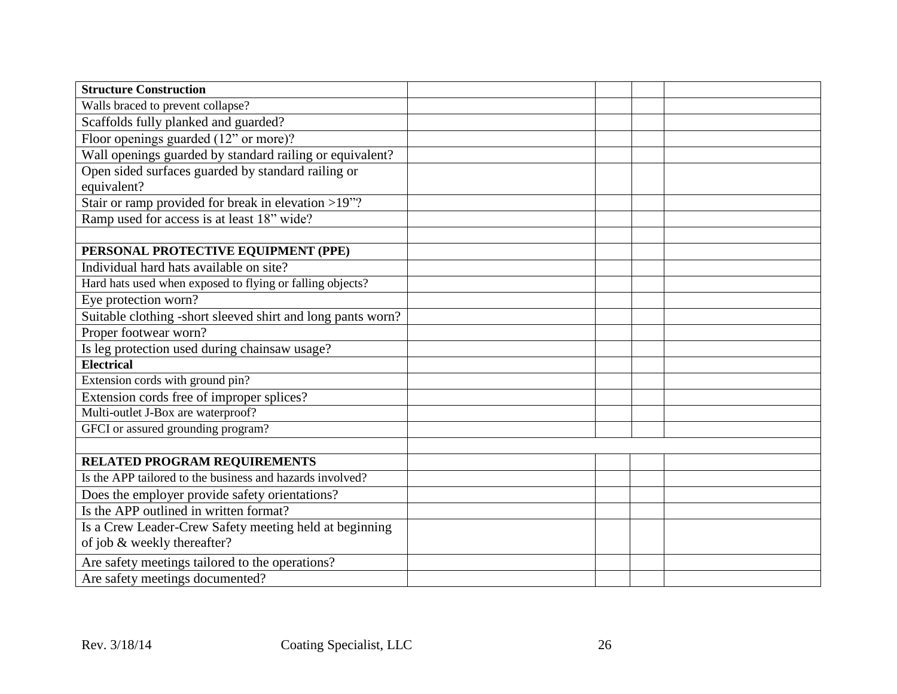| **Structure Construction** | | | | |
|---|---|---|---|---|
| Walls braced to prevent collapse? | | | | |
| Scaffolds fully planked and guarded? | | | | |
| Floor openings guarded (12" or more)? | | | | |
| Wall openings guarded by standard railing or equivalent? | | | | |
| Open sided surfaces guarded by standard railing or equivalent? | | | | |
| Stair or ramp provided for break in elevation >19"? | | | | |
| Ramp used for access is at least 18" wide? | | | | |
| | | | | |
| **PERSONAL PROTECTIVE EQUIPMENT (PPE)** | | | | |
| Individual hard hats available on site? | | | | |
| Hard hats used when exposed to flying or falling objects? | | | | |
| Eye protection worn? | | | | |
| Suitable clothing -short sleeved shirt and long pants worn? | | | | |
| Proper footwear worn? | | | | |
| Is leg protection used during chainsaw usage? | | | | |
| **Electrical** | | | | |
| Extension cords with ground pin? | | | | |
| Extension cords free of improper splices? | | | | |
| Multi-outlet J-Box are waterproof? | | | | |
| GFCI or assured grounding program? | | | | |
| | | | | |
| **RELATED PROGRAM REQUIREMENTS** | | | | |
| Is the APP tailored to the business and hazards involved? | | | | |
| Does the employer provide safety orientations? | | | | |
| Is the APP outlined in written format? | | | | |
| Is a Crew Leader-Crew Safety meeting held at beginning of job & weekly thereafter? | | | | |
| Are safety meetings tailored to the operations? | | | | |
| Are safety meetings documented? | | | | |

Rev. 3/18/14 Coating Specialist, LLC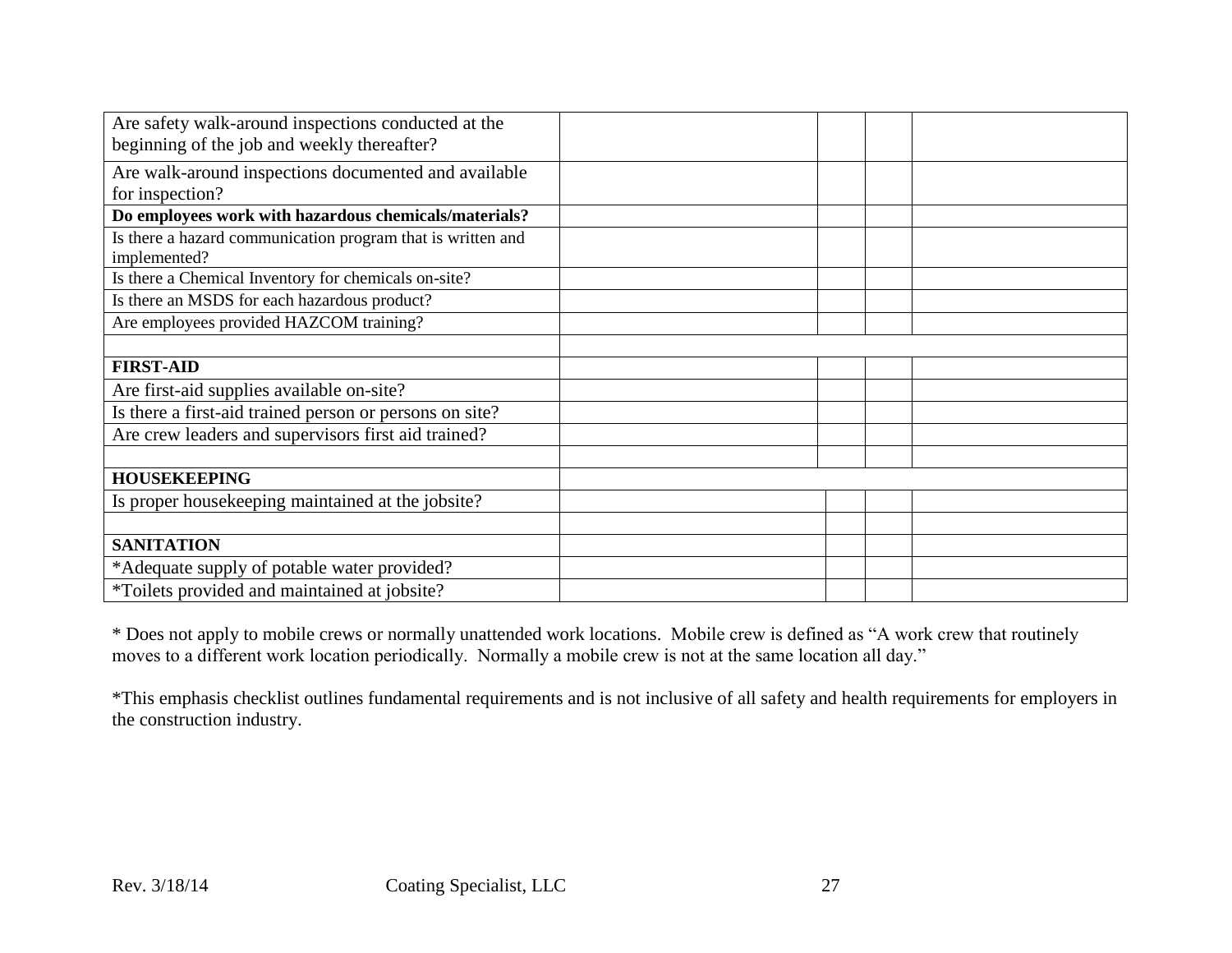| | | | | |
|---|---|---|---|---|
| Are safety walk-around inspections conducted at the beginning of the job and weekly thereafter? | | | | |
| Are walk-around inspections documented and available for inspection? | | | | |
| **Do employees work with hazardous chemicals/materials?** | | | | |
| Is there a hazard communication program that is written and implemented? | | | | |
| Is there a Chemical Inventory for chemicals on-site? | | | | |
| Is there an MSDS for each hazardous product? | | | | |
| Are employees provided HAZCOM training? | | | | |
| | | | | |
| **FIRST-AID** | | | | |
| Are first-aid supplies available on-site? | | | | |
| Is there a first-aid trained person or persons on site? | | | | |
| Are crew leaders and supervisors first aid trained? | | | | |
| | | | | |
| **HOUSEKEEPING** | | | | |
| Is proper housekeeping maintained at the jobsite? | | | | |
| | | | | |
| **SANITATION** | | | | |
| *Adequate supply of potable water provided? | | | | |
| *Toilets provided and maintained at jobsite? | | | | |

* Does not apply to mobile crews or normally unattended work locations. Mobile crew is defined as "A work crew that routinely moves to a different work location periodically. Normally a mobile crew is not at the same location all day."

*This emphasis checklist outlines fundamental requirements and is not inclusive of all safety and health requirements for employers in the construction industry.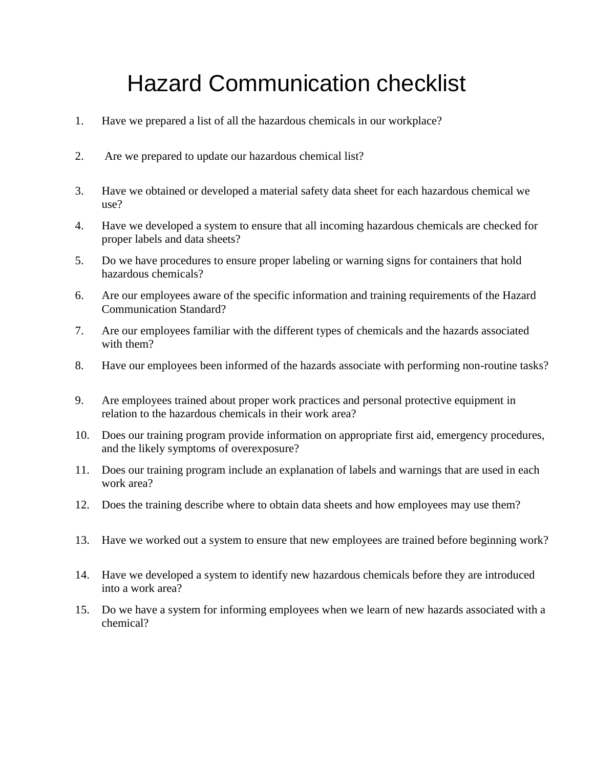# Hazard Communication checklist

1. Have we prepared a list of all the hazardous chemicals in our workplace?
2. Are we prepared to update our hazardous chemical list?
3. Have we obtained or developed a material safety data sheet for each hazardous chemical we use?
4. Have we developed a system to ensure that all incoming hazardous chemicals are checked for proper labels and data sheets?
5. Do we have procedures to ensure proper labeling or warning signs for containers that hold hazardous chemicals?
6. Are our employees aware of the specific information and training requirements of the Hazard Communication Standard?
7. Are our employees familiar with the different types of chemicals and the hazards associated with them?
8. Have our employees been informed of the hazards associate with performing non-routine tasks?
9. Are employees trained about proper work practices and personal protective equipment in relation to the hazardous chemicals in their work area?
10. Does our training program provide information on appropriate first aid, emergency procedures, and the likely symptoms of overexposure?
11. Does our training program include an explanation of labels and warnings that are used in each work area?
12. Does the training describe where to obtain data sheets and how employees may use them?
13. Have we worked out a system to ensure that new employees are trained before beginning work?
14. Have we developed a system to identify new hazardous chemicals before they are introduced into a work area?
15. Do we have a system for informing employees when we learn of new hazards associated with a chemical?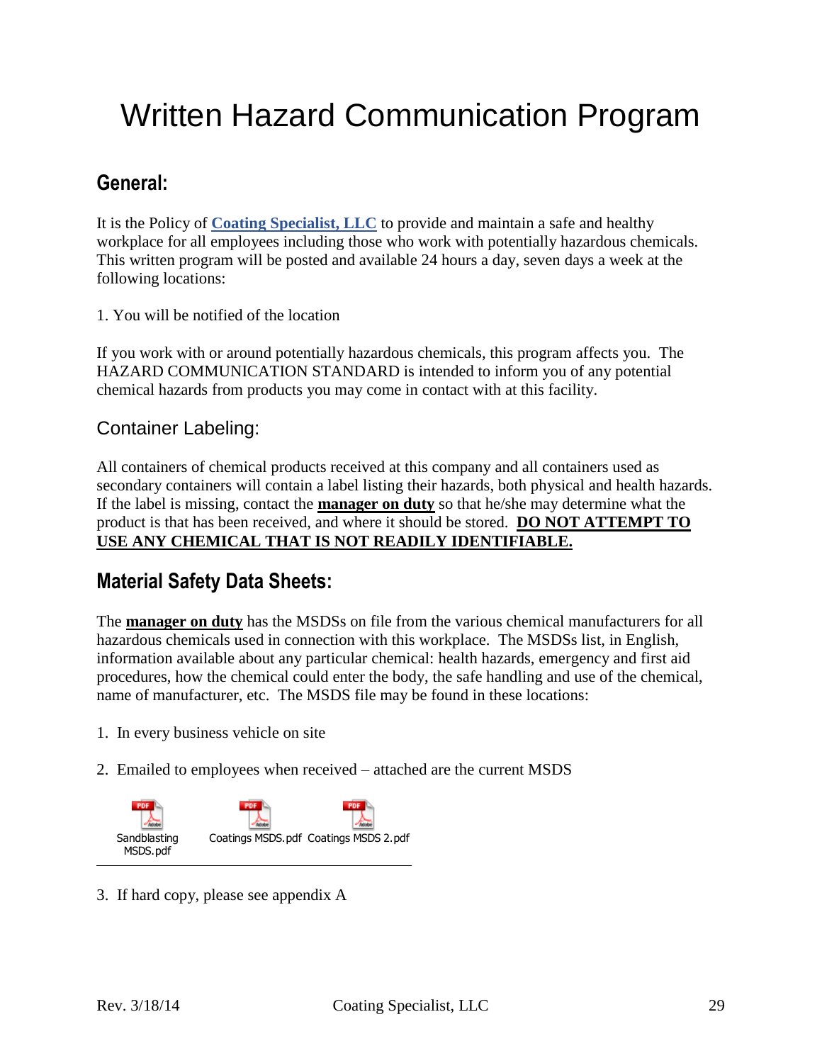# Written Hazard Communication Program

## General:

It is the Policy of **Coating Specialist, LLC** to provide and maintain a safe and healthy workplace for all employees including those who work with potentially hazardous chemicals. This written program will be posted and available 24 hours a day, seven days a week at the following locations:

1. You will be notified of the location

If you work with or around potentially hazardous chemicals, this program affects you. The HAZARD COMMUNICATION STANDARD is intended to inform you of any potential chemical hazards from products you may come in contact with at this facility.

### Container Labeling:

All containers of chemical products received at this company and all containers used as secondary containers will contain a label listing their hazards, both physical and health hazards. If the label is missing, contact the **manager on duty** so that he/she may determine what the product is that has been received, and where it should be stored. **DO NOT ATTEMPT TO USE ANY CHEMICAL THAT IS NOT READILY IDENTIFIABLE.**

## Material Safety Data Sheets:

The **manager on duty** has the MSDSs on file from the various chemical manufacturers for all hazardous chemicals used in connection with this workplace. The MSDSs list, in English, information available about any particular chemical: health hazards, emergency and first aid procedures, how the chemical could enter the body, the safe handling and use of the chemical, name of manufacturer, etc. The MSDS file may be found in these locations:

1. In every business vehicle on site
2. Emailed to employees when received – attached are the current MSDS

Sandblasting MSDS.pdf Coatings MSDS.pdf Coatings MSDS 2.pdf

3. If hard copy, please see appendix A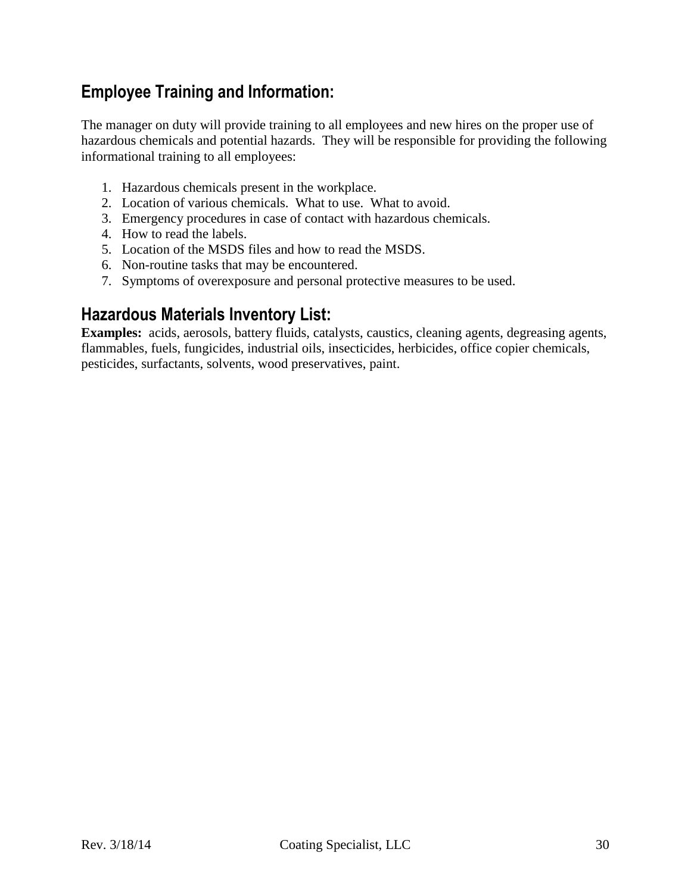## Employee Training and Information:

The manager on duty will provide training to all employees and new hires on the proper use of hazardous chemicals and potential hazards. They will be responsible for providing the following informational training to all employees:

1. Hazardous chemicals present in the workplace.
2. Location of various chemicals. What to use. What to avoid.
3. Emergency procedures in case of contact with hazardous chemicals.
4. How to read the labels.
5. Location of the MSDS files and how to read the MSDS.
6. Non-routine tasks that may be encountered.
7. Symptoms of overexposure and personal protective measures to be used.

## Hazardous Materials Inventory List:

**Examples:** acids, aerosols, battery fluids, catalysts, caustics, cleaning agents, degreasing agents, flammables, fuels, fungicides, industrial oils, insecticides, herbicides, office copier chemicals, pesticides, surfactants, solvents, wood preservatives, paint.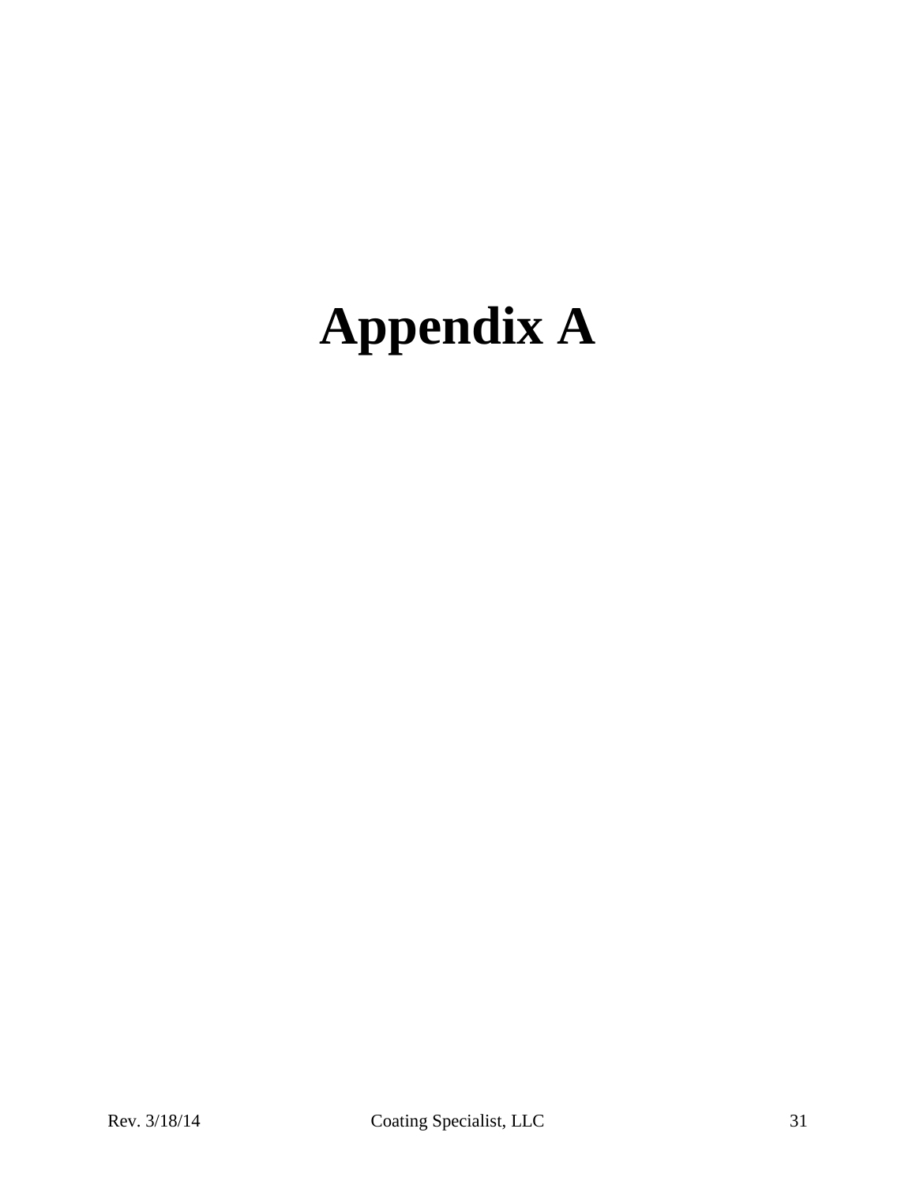# Appendix A